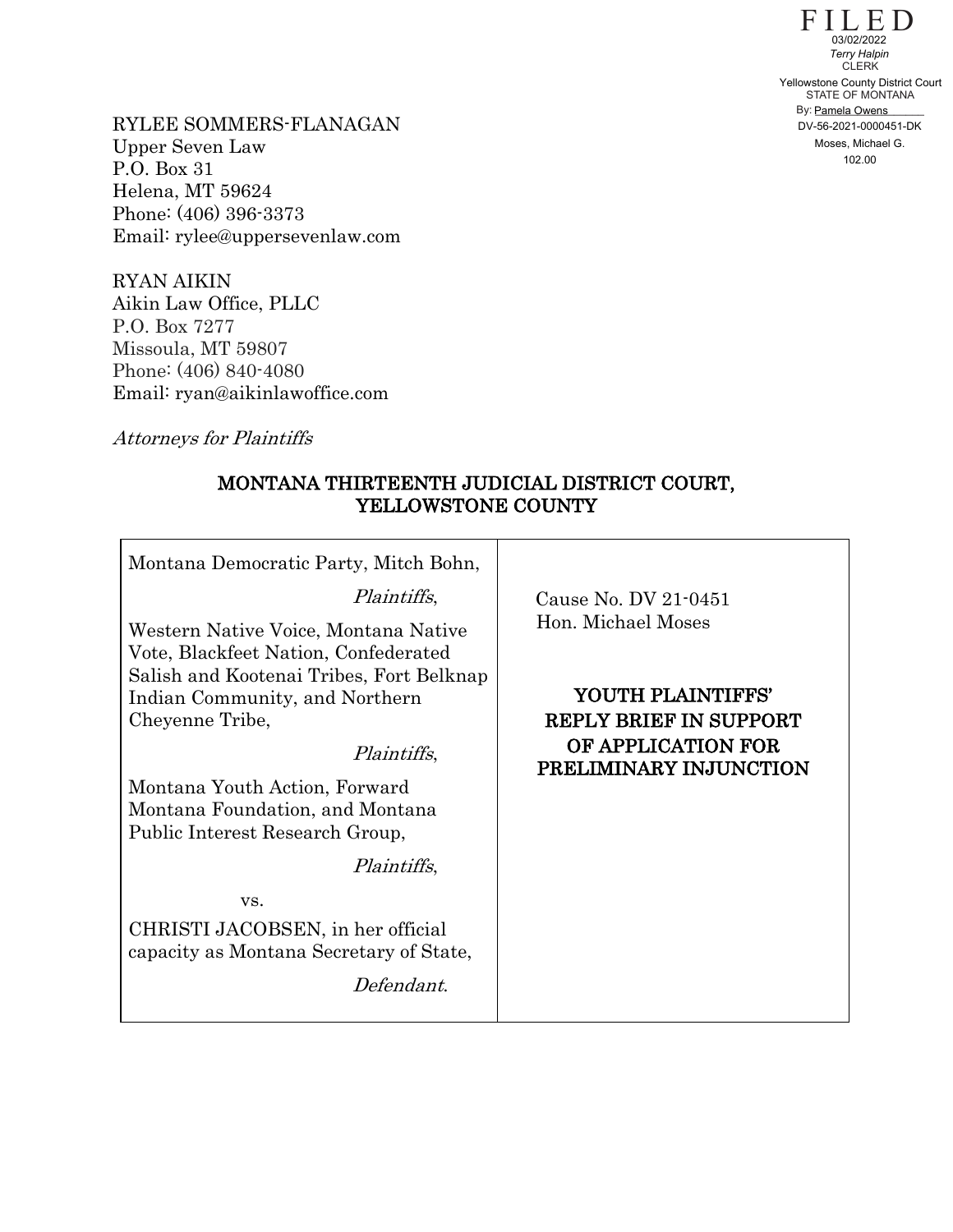FILED
03/02/2022
*Terry Halpin*
CLERK
Yellowstone County District Court
STATE OF MONTANA
By: Pamela Owens
DV-56-2021-0000451-DK
Moses, Michael G.
102.00

RYLEE SOMMERS-FLANAGAN
Upper Seven Law
P.O. Box 31
Helena, MT 59624
Phone: (406) 396-3373
Email: rylee@upperseventlaw.com

RYAN AIKIN
Aikin Law Office, PLLC
P.O. Box 7277
Missoula, MT 59807
Phone: (406) 840-4080
Email: ryan@aikinlawoffice.com

*Attorneys for Plaintiffs*

## MONTANA THIRTEENTH JUDICIAL DISTRICT COURT, YELLOWSTONE COUNTY

| | |
|---|---|
| Montana Democratic Party, Mitch Bohn,<br>*Plaintiffs*,<br><br>Western Native Voice, Montana Native Vote, Blackfeet Nation, Confederated Salish and Kootenai Tribes, Fort Belknap Indian Community, and Northern Cheyenne Tribe,<br>*Plaintiffs*,<br><br>Montana Youth Action, Forward Montana Foundation, and Montana Public Interest Research Group,<br>*Plaintiffs*,<br><br>vs.<br><br>CHRISTI JACOBSEN, in her official capacity as Montana Secretary of State,<br>*Defendant*. | Cause No. DV 21-0451<br>Hon. Michael Moses<br><br>**YOUTH PLAINTIFFS' REPLY BRIEF IN SUPPORT OF APPLICATION FOR PRELIMINARY INJUNCTION** |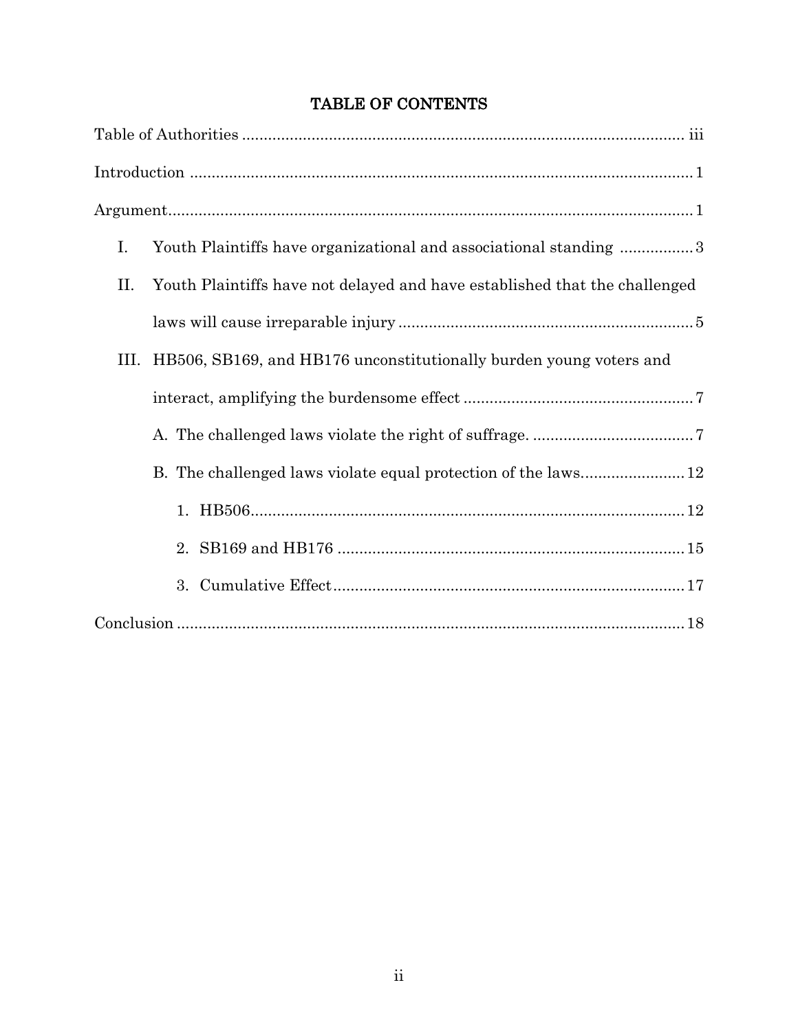# TABLE OF CONTENTS

Table of Authorities ..................................................................................................... iii

Introduction ................................................................................................................... 1

Argument........................................................................................................................ 1

- I. Youth Plaintiffs have organizational and associational standing ................. 3
- II. Youth Plaintiffs have not delayed and have established that the challenged laws will cause irreparable injury ................................................................... 5
- III. HB506, SB169, and HB176 unconstitutionally burden young voters and interact, amplifying the burdensome effect ..................................................... 7
  - A. The challenged laws violate the right of suffrage. ..................................... 7
  - B. The challenged laws violate equal protection of the laws........................ 12
    - 1. HB506.................................................................................................... 12
    - 2. SB169 and HB176 ................................................................................ 15
    - 3. Cumulative Effect................................................................................. 17

Conclusion ..................................................................................................................... 18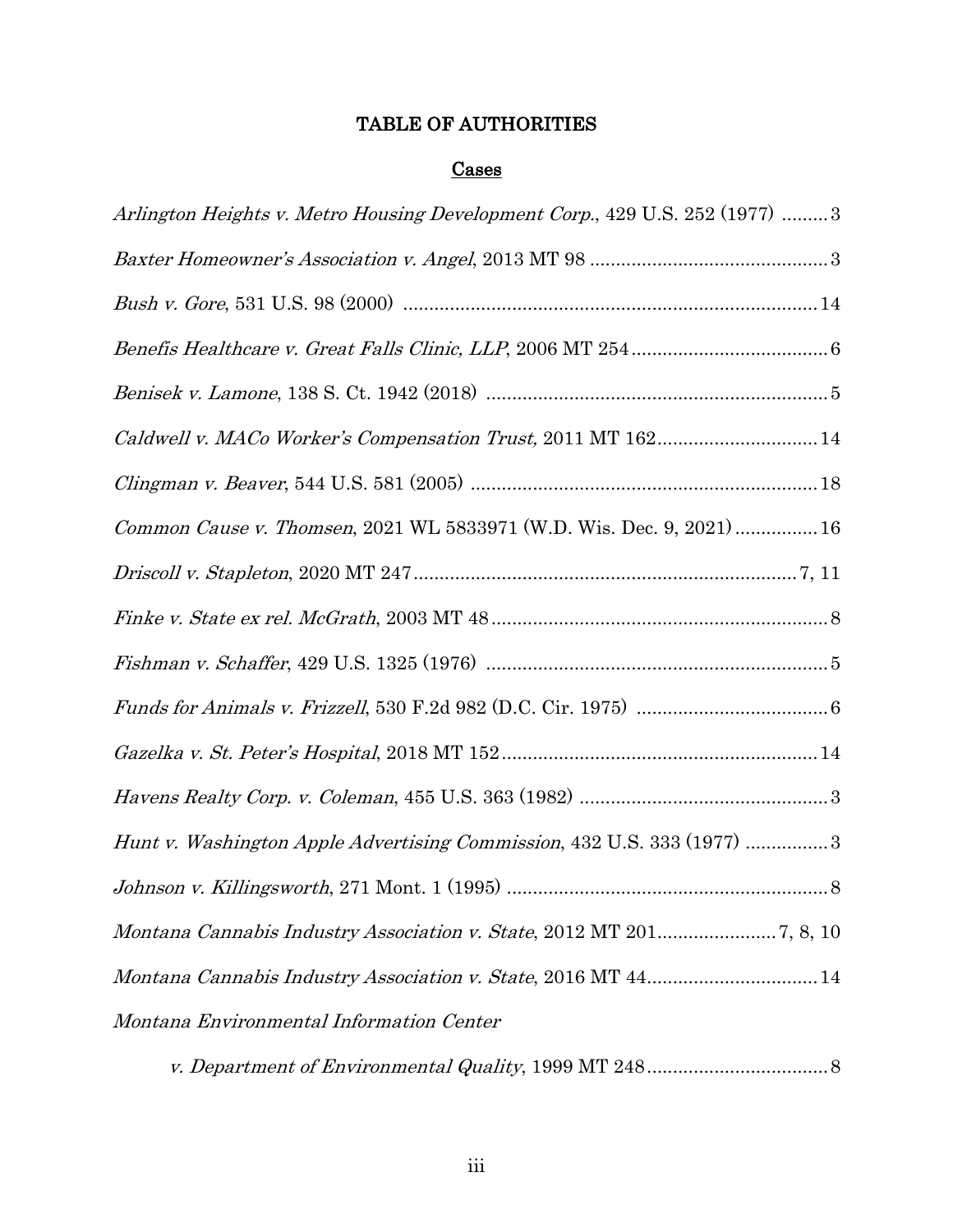# TABLE OF AUTHORITIES

## Cases

*Arlington Heights v. Metro Housing Development Corp.*, 429 U.S. 252 (1977) .........3

*Baxter Homeowner's Association v. Angel*, 2013 MT 98 .............................................3

*Bush v. Gore*, 531 U.S. 98 (2000) ...............................................................................14

*Benefis Healthcare v. Great Falls Clinic, LLP*, 2006 MT 254......................................6

*Benisek v. Lamone*, 138 S. Ct. 1942 (2018) .................................................................5

*Caldwell v. MACo Worker's Compensation Trust,* 2011 MT 162...............................14

*Clingman v. Beaver*, 544 U.S. 581 (2005) ..................................................................18

*Common Cause v. Thomsen*, 2021 WL 5833971 (W.D. Wis. Dec. 9, 2021)................16

*Driscoll v. Stapleton*, 2020 MT 247.........................................................................7, 11

*Finke v. State ex rel. McGrath*, 2003 MT 48................................................................8

*Fishman v. Schaffer*, 429 U.S. 1325 (1976) .................................................................5

*Funds for Animals v. Frizzell*, 530 F.2d 982 (D.C. Cir. 1975) .....................................6

*Gazelka v. St. Peter's Hospital*, 2018 MT 152............................................................14

*Havens Realty Corp. v. Coleman*, 455 U.S. 363 (1982) ...............................................3

*Hunt v. Washington Apple Advertising Commission*, 432 U.S. 333 (1977) ................3

*Johnson v. Killingsworth*, 271 Mont. 1 (1995) .............................................................8

*Montana Cannabis Industry Association v. State*, 2012 MT 201.......................7, 8, 10

*Montana Cannabis Industry Association v. State*, 2016 MT 44.................................14

*Montana Environmental Information Center*

*v. Department of Environmental Quality*, 1999 MT 248..................................8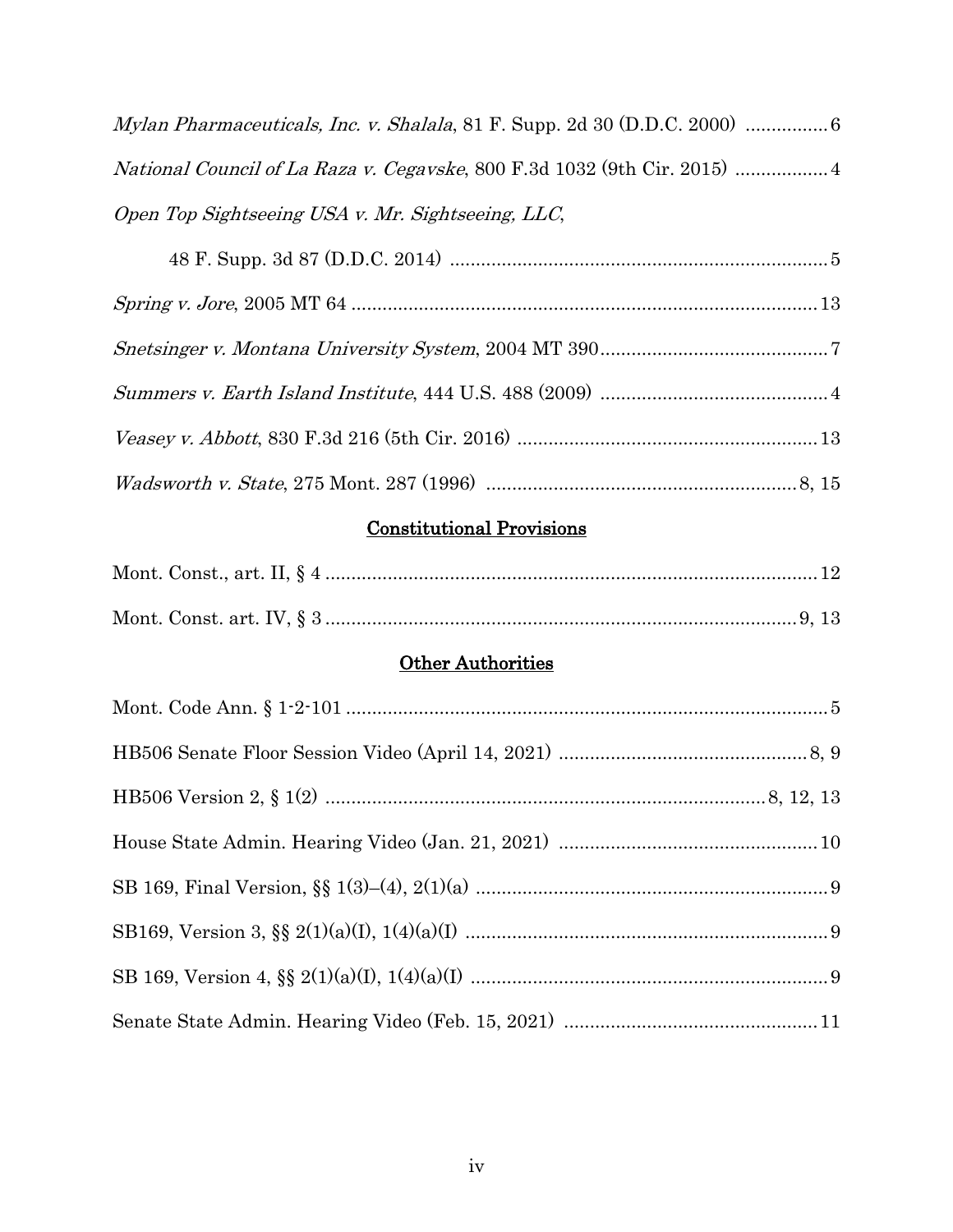*Mylan Pharmaceuticals, Inc. v. Shalala*, 81 F. Supp. 2d 30 (D.D.C. 2000) ................ 6

*National Council of La Raza v. Cegavske*, 800 F.3d 1032 (9th Cir. 2015) .................. 4

*Open Top Sightseeing USA v. Mr. Sightseeing, LLC*,

48 F. Supp. 3d 87 (D.D.C. 2014) ........................................................................ 5

*Spring v. Jore*, 2005 MT 64 ......................................................................................... 13

*Snetsinger v. Montana University System*, 2004 MT 390............................................ 7

*Summers v. Earth Island Institute*, 444 U.S. 488 (2009) ............................................ 4

*Veasey v. Abbott*, 830 F.3d 216 (5th Cir. 2016) ......................................................... 13

*Wadsworth v. State*, 275 Mont. 287 (1996) ............................................................ 8, 15

## Constitutional Provisions

Mont. Const., art. II, § 4 ............................................................................................... 12

Mont. Const. art. IV, § 3 ........................................................................................... 9, 13

## Other Authorities

Mont. Code Ann. § 1-2-101 ............................................................................................. 5

HB506 Senate Floor Session Video (April 14, 2021) ................................................ 8, 9

HB506 Version 2, § 1(2) .................................................................................... 8, 12, 13

House State Admin. Hearing Video (Jan. 21, 2021) ................................................. 10

SB 169, Final Version, §§ 1(3)–(4), 2(1)(a) .................................................................... 9

SB169, Version 3, §§ 2(1)(a)(I), 1(4)(a)(I) ..................................................................... 9

SB 169, Version 4, §§ 2(1)(a)(I), 1(4)(a)(I) .................................................................... 9

Senate State Admin. Hearing Video (Feb. 15, 2021) ................................................. 11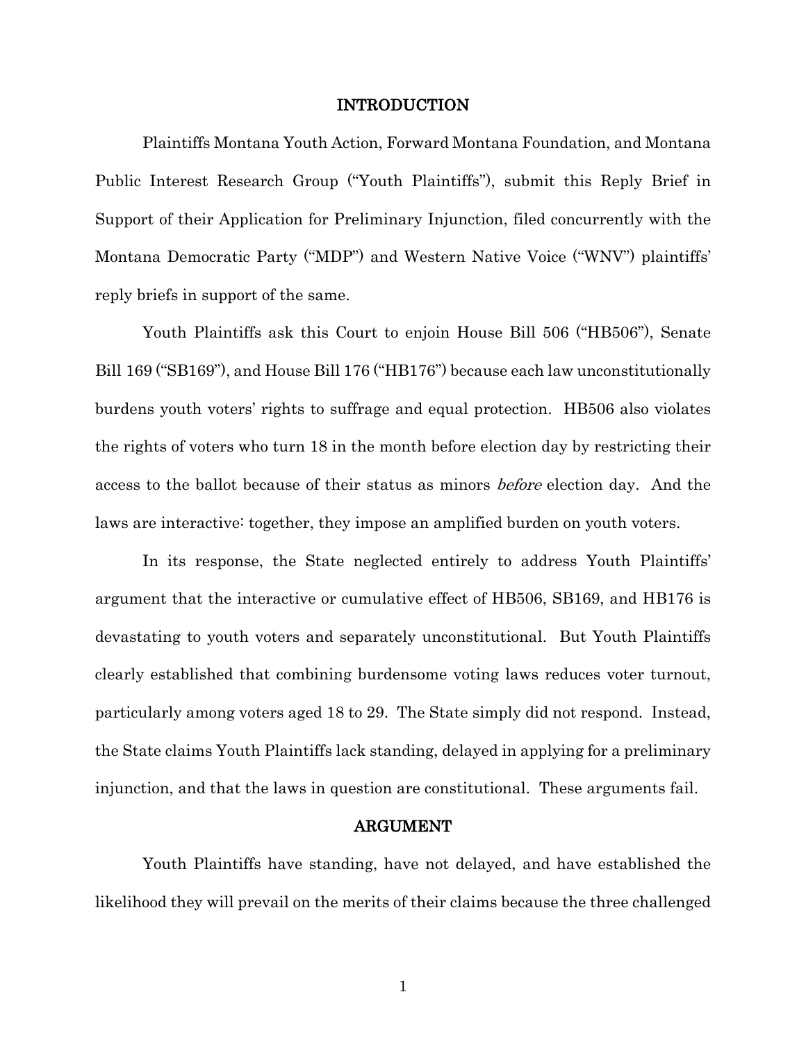## INTRODUCTION

Plaintiffs Montana Youth Action, Forward Montana Foundation, and Montana Public Interest Research Group ("Youth Plaintiffs"), submit this Reply Brief in Support of their Application for Preliminary Injunction, filed concurrently with the Montana Democratic Party ("MDP") and Western Native Voice ("WNV") plaintiffs' reply briefs in support of the same.

Youth Plaintiffs ask this Court to enjoin House Bill 506 ("HB506"), Senate Bill 169 ("SB169"), and House Bill 176 ("HB176") because each law unconstitutionally burdens youth voters' rights to suffrage and equal protection. HB506 also violates the rights of voters who turn 18 in the month before election day by restricting their access to the ballot because of their status as minors *before* election day. And the laws are interactive: together, they impose an amplified burden on youth voters.

In its response, the State neglected entirely to address Youth Plaintiffs' argument that the interactive or cumulative effect of HB506, SB169, and HB176 is devastating to youth voters and separately unconstitutional. But Youth Plaintiffs clearly established that combining burdensome voting laws reduces voter turnout, particularly among voters aged 18 to 29. The State simply did not respond. Instead, the State claims Youth Plaintiffs lack standing, delayed in applying for a preliminary injunction, and that the laws in question are constitutional. These arguments fail.

## ARGUMENT

Youth Plaintiffs have standing, have not delayed, and have established the likelihood they will prevail on the merits of their claims because the three challenged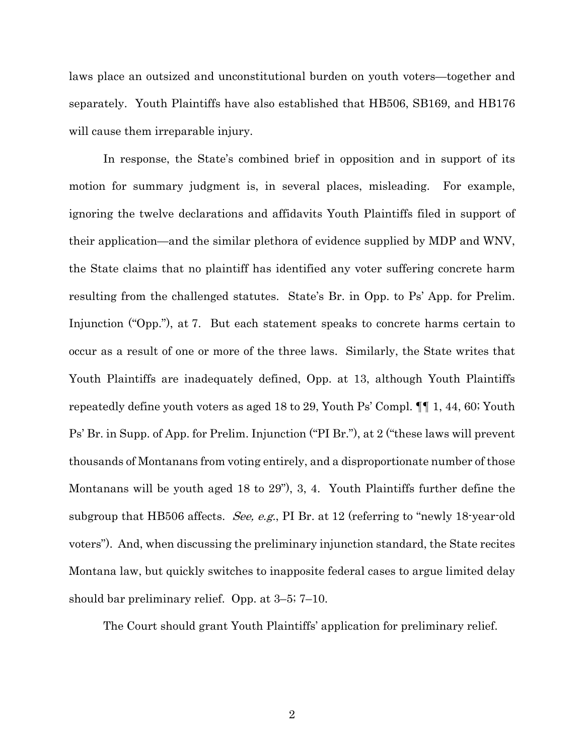laws place an outsized and unconstitutional burden on youth voters—together and separately. Youth Plaintiffs have also established that HB506, SB169, and HB176 will cause them irreparable injury.

In response, the State's combined brief in opposition and in support of its motion for summary judgment is, in several places, misleading. For example, ignoring the twelve declarations and affidavits Youth Plaintiffs filed in support of their application—and the similar plethora of evidence supplied by MDP and WNV, the State claims that no plaintiff has identified any voter suffering concrete harm resulting from the challenged statutes. State's Br. in Opp. to Ps' App. for Prelim. Injunction ("Opp."), at 7. But each statement speaks to concrete harms certain to occur as a result of one or more of the three laws. Similarly, the State writes that Youth Plaintiffs are inadequately defined, Opp. at 13, although Youth Plaintiffs repeatedly define youth voters as aged 18 to 29, Youth Ps' Compl. ¶¶ 1, 44, 60; Youth Ps' Br. in Supp. of App. for Prelim. Injunction ("PI Br."), at 2 ("these laws will prevent thousands of Montanans from voting entirely, and a disproportionate number of those Montanans will be youth aged 18 to 29"), 3, 4. Youth Plaintiffs further define the subgroup that HB506 affects. *See, e.g.*, PI Br. at 12 (referring to "newly 18-year-old voters"). And, when discussing the preliminary injunction standard, the State recites Montana law, but quickly switches to inapposite federal cases to argue limited delay should bar preliminary relief. Opp. at 3–5; 7–10.

The Court should grant Youth Plaintiffs' application for preliminary relief.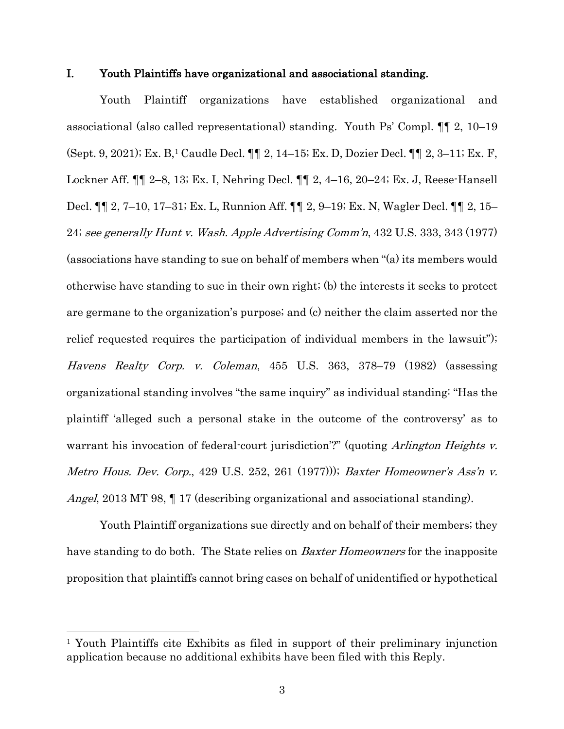## I. Youth Plaintiffs have organizational and associational standing.

Youth Plaintiff organizations have established organizational and associational (also called representational) standing. Youth Ps' Compl. ¶¶ 2, 10–19 (Sept. 9, 2021); Ex. B,[1] Caudle Decl. ¶¶ 2, 14–15; Ex. D, Dozier Decl. ¶¶ 2, 3–11; Ex. F, Lockner Aff. ¶¶ 2–8, 13; Ex. I, Nehring Decl. ¶¶ 2, 4–16, 20–24; Ex. J, Reese-Hansell Decl. ¶¶ 2, 7–10, 17–31; Ex. L, Runnion Aff. ¶¶ 2, 9–19; Ex. N, Wagler Decl. ¶¶ 2, 15–24; *see generally Hunt v. Wash. Apple Advertising Comm'n*, 432 U.S. 333, 343 (1977) (associations have standing to sue on behalf of members when "(a) its members would otherwise have standing to sue in their own right; (b) the interests it seeks to protect are germane to the organization's purpose; and (c) neither the claim asserted nor the relief requested requires the participation of individual members in the lawsuit"); *Havens Realty Corp. v. Coleman*, 455 U.S. 363, 378–79 (1982) (assessing organizational standing involves "the same inquiry" as individual standing: "Has the plaintiff 'alleged such a personal stake in the outcome of the controversy' as to warrant his invocation of federal-court jurisdiction'?" (quoting *Arlington Heights v. Metro Hous. Dev. Corp.*, 429 U.S. 252, 261 (1977))); *Baxter Homeowner's Ass'n v. Angel*, 2013 MT 98, ¶ 17 (describing organizational and associational standing).

Youth Plaintiff organizations sue directly and on behalf of their members; they have standing to do both. The State relies on *Baxter Homeowners* for the inapposite proposition that plaintiffs cannot bring cases on behalf of unidentified or hypothetical

---

[1] Youth Plaintiffs cite Exhibits as filed in support of their preliminary injunction application because no additional exhibits have been filed with this Reply.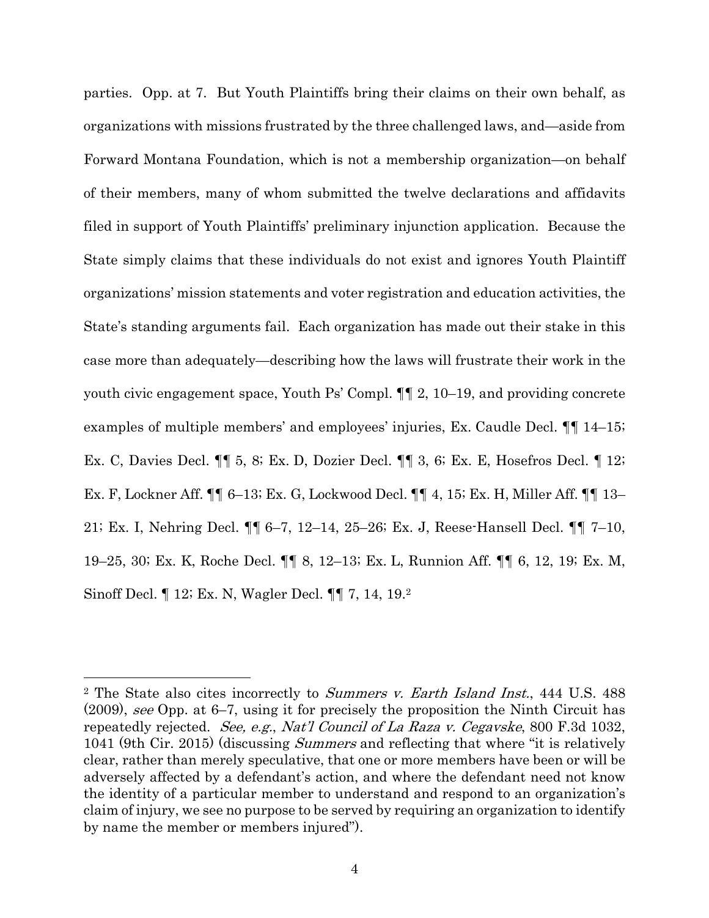parties. Opp. at 7. But Youth Plaintiffs bring their claims on their own behalf, as organizations with missions frustrated by the three challenged laws, and—aside from Forward Montana Foundation, which is not a membership organization—on behalf of their members, many of whom submitted the twelve declarations and affidavits filed in support of Youth Plaintiffs' preliminary injunction application. Because the State simply claims that these individuals do not exist and ignores Youth Plaintiff organizations' mission statements and voter registration and education activities, the State's standing arguments fail. Each organization has made out their stake in this case more than adequately—describing how the laws will frustrate their work in the youth civic engagement space, Youth Ps' Compl. ¶¶ 2, 10–19, and providing concrete examples of multiple members' and employees' injuries, Ex. Caudle Decl. ¶¶ 14–15; Ex. C, Davies Decl. ¶¶ 5, 8; Ex. D, Dozier Decl. ¶¶ 3, 6; Ex. E, Hosefros Decl. ¶ 12; Ex. F, Lockner Aff. ¶¶ 6–13; Ex. G, Lockwood Decl. ¶¶ 4, 15; Ex. H, Miller Aff. ¶¶ 13–21; Ex. I, Nehring Decl. ¶¶ 6–7, 12–14, 25–26; Ex. J, Reese-Hansell Decl. ¶¶ 7–10, 19–25, 30; Ex. K, Roche Decl. ¶¶ 8, 12–13; Ex. L, Runnion Aff. ¶¶ 6, 12, 19; Ex. M, Sinoff Decl. ¶ 12; Ex. N, Wagler Decl. ¶¶ 7, 14, 19.[2]

---

[2] The State also cites incorrectly to *Summers v. Earth Island Inst.*, 444 U.S. 488 (2009), *see* Opp. at 6–7, using it for precisely the proposition the Ninth Circuit has repeatedly rejected. *See, e.g.*, *Nat'l Council of La Raza v. Cegavske*, 800 F.3d 1032, 1041 (9th Cir. 2015) (discussing *Summers* and reflecting that where "it is relatively clear, rather than merely speculative, that one or more members have been or will be adversely affected by a defendant's action, and where the defendant need not know the identity of a particular member to understand and respond to an organization's claim of injury, we see no purpose to be served by requiring an organization to identify by name the member or members injured").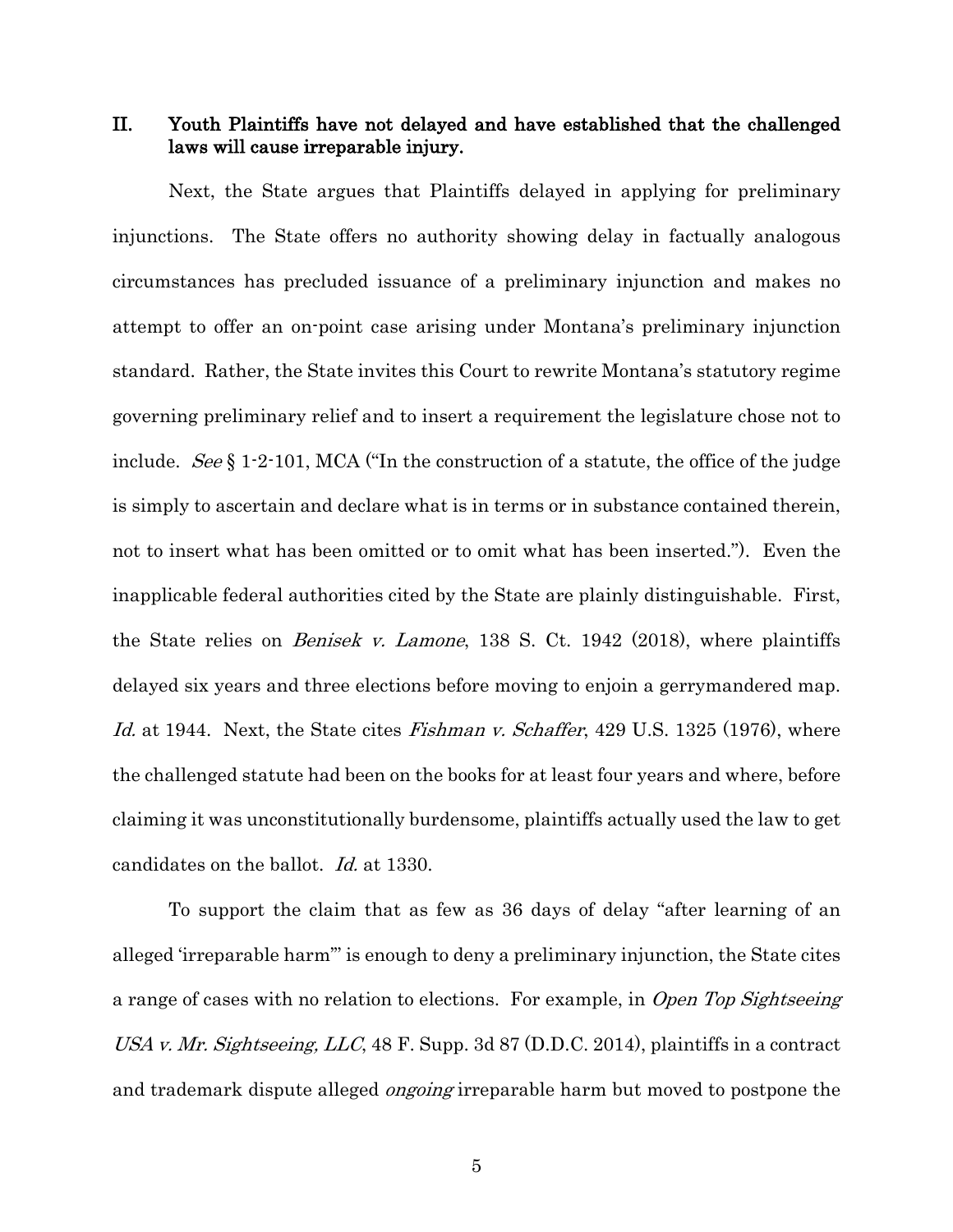## II. Youth Plaintiffs have not delayed and have established that the challenged laws will cause irreparable injury.

Next, the State argues that Plaintiffs delayed in applying for preliminary injunctions. The State offers no authority showing delay in factually analogous circumstances has precluded issuance of a preliminary injunction and makes no attempt to offer an on-point case arising under Montana's preliminary injunction standard. Rather, the State invites this Court to rewrite Montana's statutory regime governing preliminary relief and to insert a requirement the legislature chose not to include. *See* § 1-2-101, MCA ("In the construction of a statute, the office of the judge is simply to ascertain and declare what is in terms or in substance contained therein, not to insert what has been omitted or to omit what has been inserted."). Even the inapplicable federal authorities cited by the State are plainly distinguishable. First, the State relies on *Benisek v. Lamone*, 138 S. Ct. 1942 (2018), where plaintiffs delayed six years and three elections before moving to enjoin a gerrymandered map. *Id.* at 1944. Next, the State cites *Fishman v. Schaffer*, 429 U.S. 1325 (1976), where the challenged statute had been on the books for at least four years and where, before claiming it was unconstitutionally burdensome, plaintiffs actually used the law to get candidates on the ballot. *Id.* at 1330.

To support the claim that as few as 36 days of delay "after learning of an alleged 'irreparable harm'" is enough to deny a preliminary injunction, the State cites a range of cases with no relation to elections. For example, in *Open Top Sightseeing USA v. Mr. Sightseeing, LLC*, 48 F. Supp. 3d 87 (D.D.C. 2014), plaintiffs in a contract and trademark dispute alleged *ongoing* irreparable harm but moved to postpone the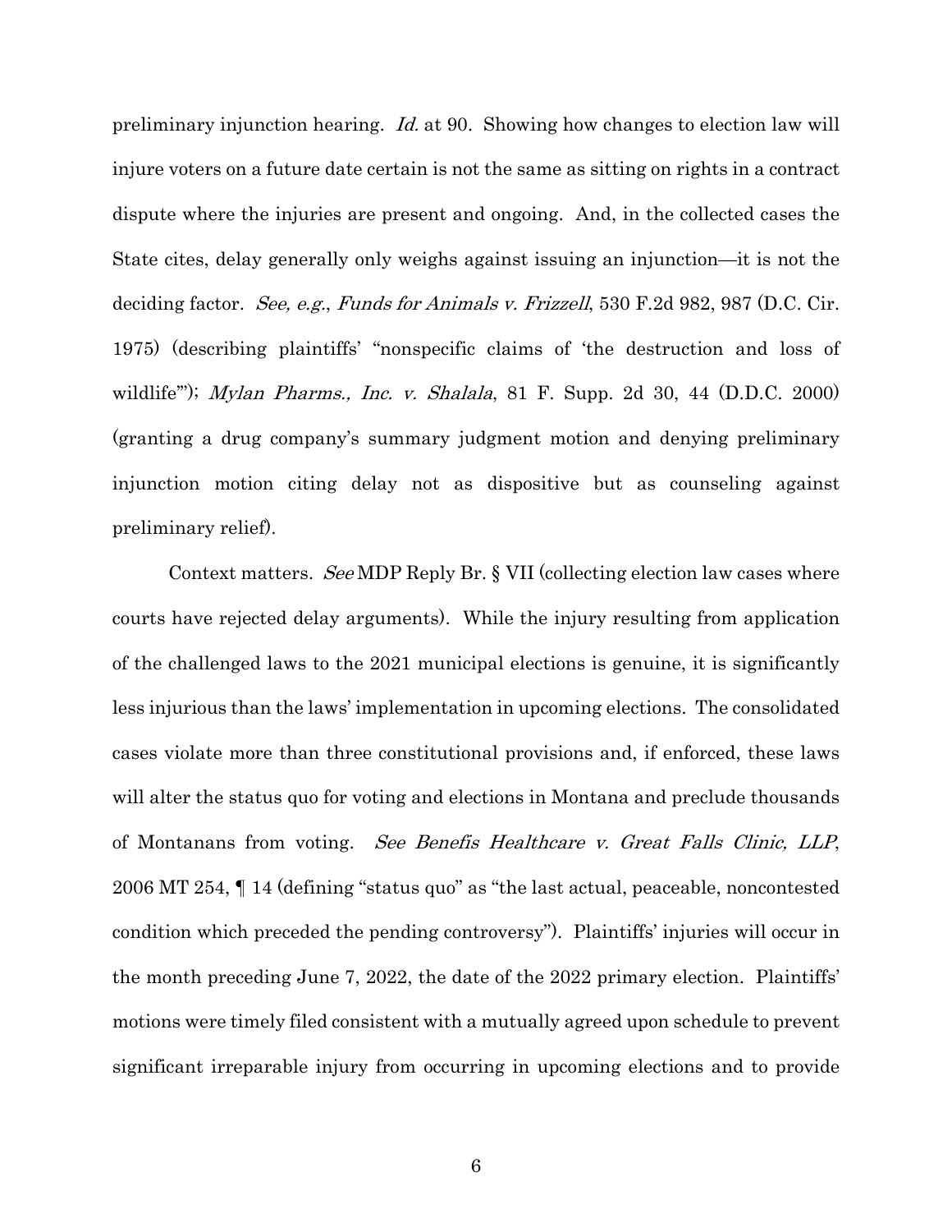preliminary injunction hearing. *Id.* at 90. Showing how changes to election law will injure voters on a future date certain is not the same as sitting on rights in a contract dispute where the injuries are present and ongoing. And, in the collected cases the State cites, delay generally only weighs against issuing an injunction—it is not the deciding factor. *See, e.g.*, *Funds for Animals v. Frizzell*, 530 F.2d 982, 987 (D.C. Cir. 1975) (describing plaintiffs' "nonspecific claims of 'the destruction and loss of wildlife'"); *Mylan Pharms., Inc. v. Shalala*, 81 F. Supp. 2d 30, 44 (D.D.C. 2000) (granting a drug company's summary judgment motion and denying preliminary injunction motion citing delay not as dispositive but as counseling against preliminary relief).

Context matters. *See* MDP Reply Br. § VII (collecting election law cases where courts have rejected delay arguments). While the injury resulting from application of the challenged laws to the 2021 municipal elections is genuine, it is significantly less injurious than the laws' implementation in upcoming elections. The consolidated cases violate more than three constitutional provisions and, if enforced, these laws will alter the status quo for voting and elections in Montana and preclude thousands of Montanans from voting. *See Benefis Healthcare v. Great Falls Clinic, LLP*, 2006 MT 254, ¶ 14 (defining "status quo" as "the last actual, peaceable, noncontested condition which preceded the pending controversy"). Plaintiffs' injuries will occur in the month preceding June 7, 2022, the date of the 2022 primary election. Plaintiffs' motions were timely filed consistent with a mutually agreed upon schedule to prevent significant irreparable injury from occurring in upcoming elections and to provide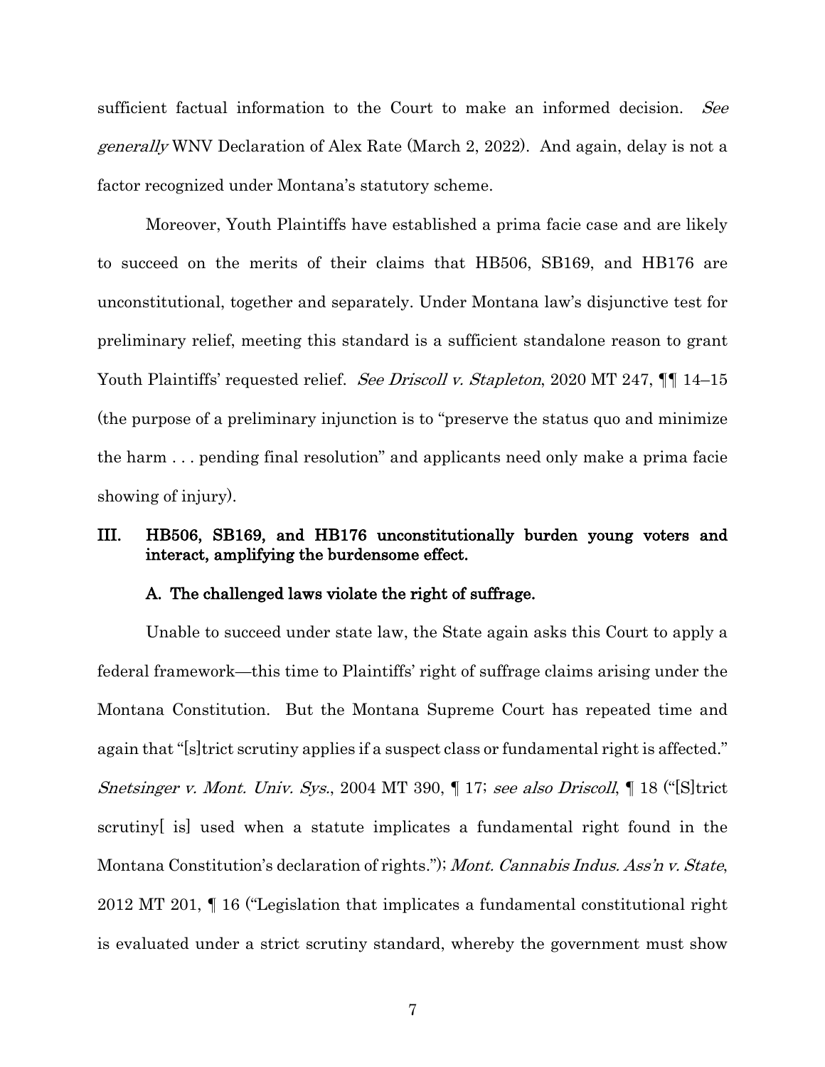sufficient factual information to the Court to make an informed decision. *See generally* WNV Declaration of Alex Rate (March 2, 2022). And again, delay is not a factor recognized under Montana's statutory scheme.

Moreover, Youth Plaintiffs have established a prima facie case and are likely to succeed on the merits of their claims that HB506, SB169, and HB176 are unconstitutional, together and separately. Under Montana law's disjunctive test for preliminary relief, meeting this standard is a sufficient standalone reason to grant Youth Plaintiffs' requested relief. *See Driscoll v. Stapleton*, 2020 MT 247, ¶¶ 14–15 (the purpose of a preliminary injunction is to "preserve the status quo and minimize the harm . . . pending final resolution" and applicants need only make a prima facie showing of injury).

## III. HB506, SB169, and HB176 unconstitutionally burden young voters and interact, amplifying the burdensome effect.

### A. The challenged laws violate the right of suffrage.

Unable to succeed under state law, the State again asks this Court to apply a federal framework—this time to Plaintiffs' right of suffrage claims arising under the Montana Constitution. But the Montana Supreme Court has repeated time and again that "[s]trict scrutiny applies if a suspect class or fundamental right is affected." *Snetsinger v. Mont. Univ. Sys.*, 2004 MT 390, ¶ 17; *see also Driscoll*, ¶ 18 ("[S]trict scrutiny[ is] used when a statute implicates a fundamental right found in the Montana Constitution's declaration of rights."); *Mont. Cannabis Indus. Ass'n v. State*, 2012 MT 201, ¶ 16 ("Legislation that implicates a fundamental constitutional right is evaluated under a strict scrutiny standard, whereby the government must show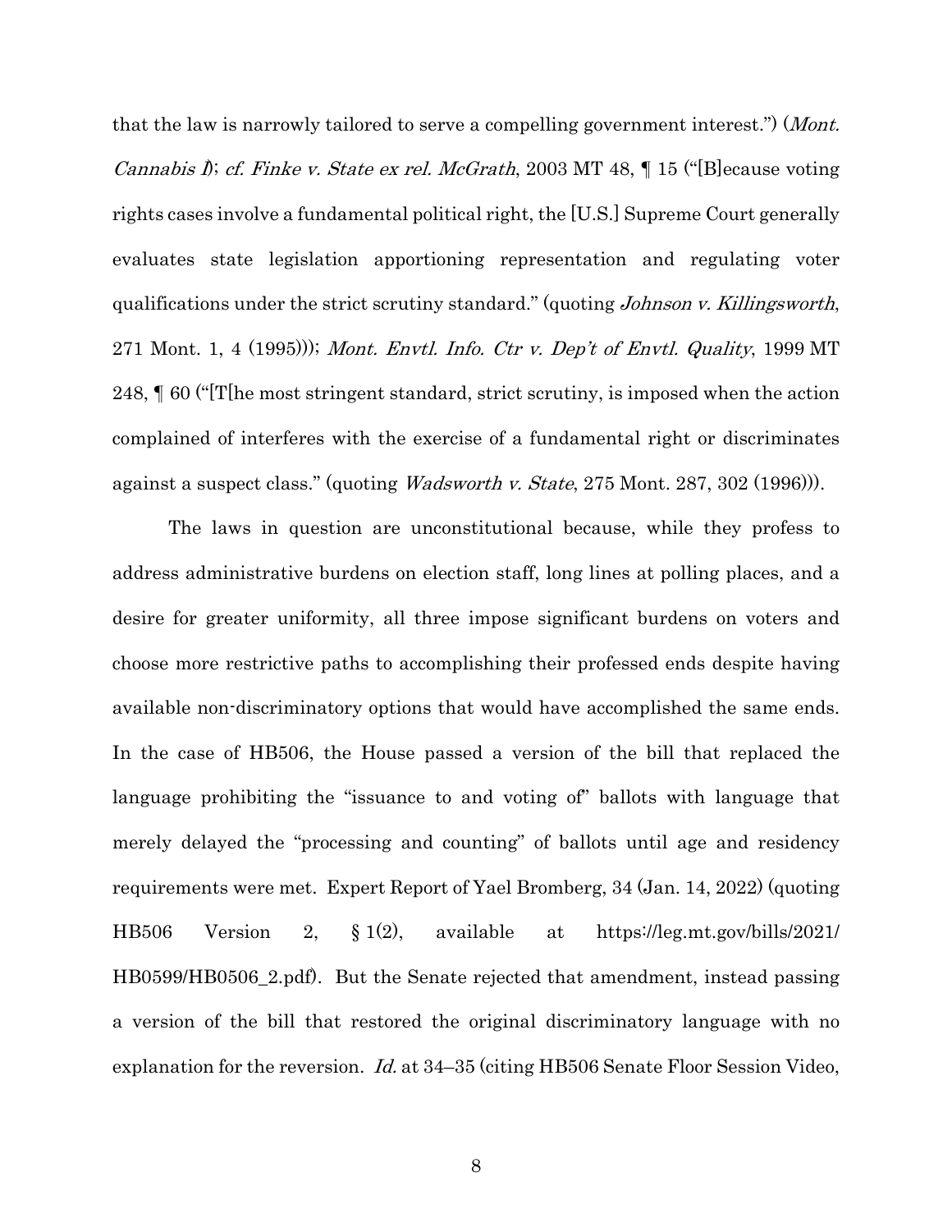that the law is narrowly tailored to serve a compelling government interest.") (*Mont. Cannabis I*); *cf. Finke v. State ex rel. McGrath*, 2003 MT 48, ¶ 15 ("[B]ecause voting rights cases involve a fundamental political right, the [U.S.] Supreme Court generally evaluates state legislation apportioning representation and regulating voter qualifications under the strict scrutiny standard." (quoting *Johnson v. Killingsworth*, 271 Mont. 1, 4 (1995))); *Mont. Envtl. Info. Ctr v. Dep't of Envtl. Quality*, 1999 MT 248, ¶ 60 ("[T[he most stringent standard, strict scrutiny, is imposed when the action complained of interferes with the exercise of a fundamental right or discriminates against a suspect class." (quoting *Wadsworth v. State*, 275 Mont. 287, 302 (1996))).

The laws in question are unconstitutional because, while they profess to address administrative burdens on election staff, long lines at polling places, and a desire for greater uniformity, all three impose significant burdens on voters and choose more restrictive paths to accomplishing their professed ends despite having available non-discriminatory options that would have accomplished the same ends. In the case of HB506, the House passed a version of the bill that replaced the language prohibiting the "issuance to and voting of" ballots with language that merely delayed the "processing and counting" of ballots until age and residency requirements were met. Expert Report of Yael Bromberg, 34 (Jan. 14, 2022) (quoting HB506 Version 2, § 1(2), available at https://leg.mt.gov/bills/2021/HB0599/HB0506_2.pdf). But the Senate rejected that amendment, instead passing a version of the bill that restored the original discriminatory language with no explanation for the reversion. *Id.* at 34–35 (citing HB506 Senate Floor Session Video,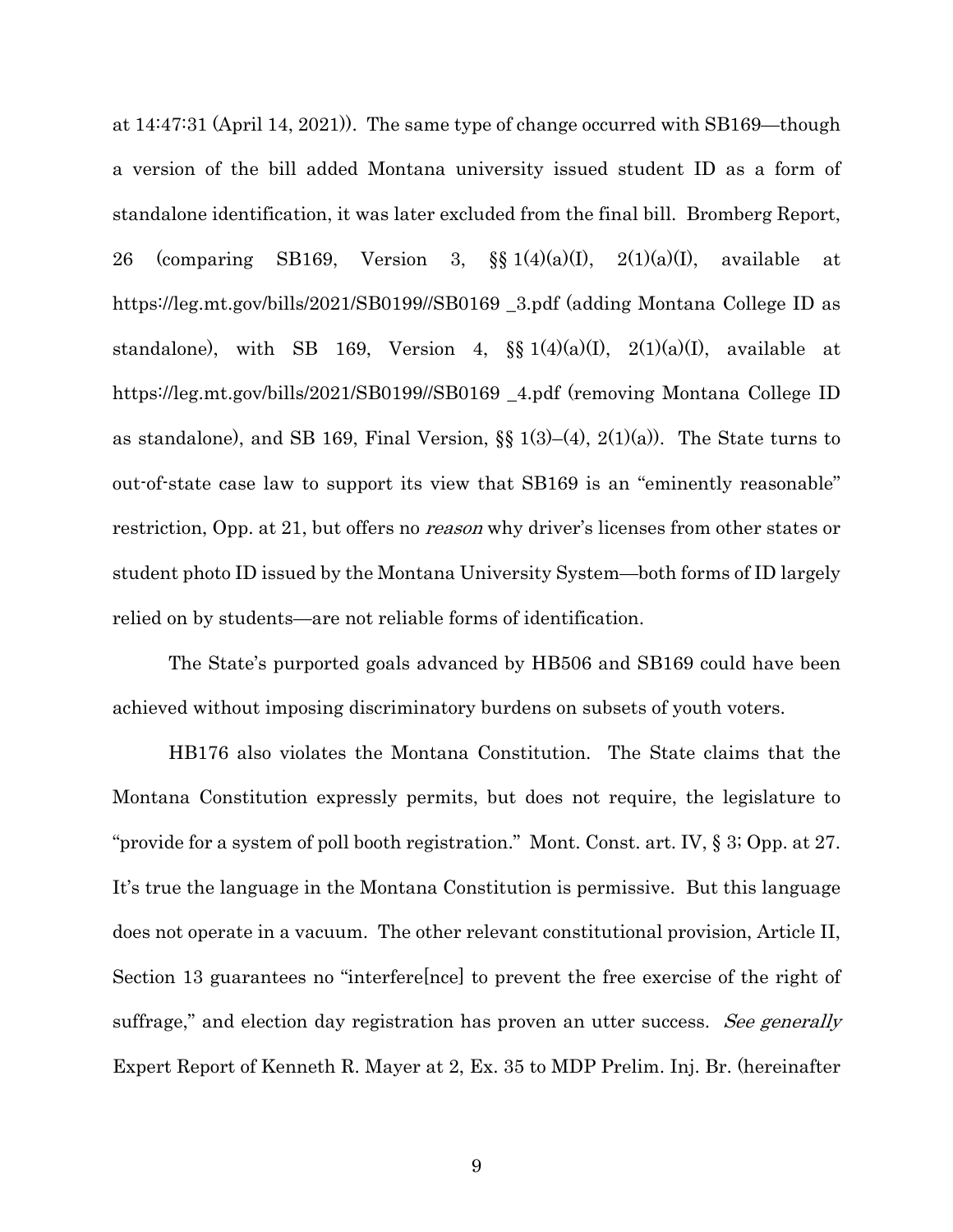at 14:47:31 (April 14, 2021)). The same type of change occurred with SB169—though a version of the bill added Montana university issued student ID as a form of standalone identification, it was later excluded from the final bill. Bromberg Report, 26 (comparing SB169, Version 3, §§ 1(4)(a)(I), 2(1)(a)(I), available at https://leg.mt.gov/bills/2021/SB0199//SB0169 _3.pdf (adding Montana College ID as standalone), with SB 169, Version 4, §§ 1(4)(a)(I), 2(1)(a)(I), available at https://leg.mt.gov/bills/2021/SB0199//SB0169 _4.pdf (removing Montana College ID as standalone), and SB 169, Final Version, §§ 1(3)–(4), 2(1)(a)). The State turns to out-of-state case law to support its view that SB169 is an "eminently reasonable" restriction, Opp. at 21, but offers no *reason* why driver's licenses from other states or student photo ID issued by the Montana University System—both forms of ID largely relied on by students—are not reliable forms of identification.

The State's purported goals advanced by HB506 and SB169 could have been achieved without imposing discriminatory burdens on subsets of youth voters.

HB176 also violates the Montana Constitution. The State claims that the Montana Constitution expressly permits, but does not require, the legislature to "provide for a system of poll booth registration." Mont. Const. art. IV, § 3; Opp. at 27. It's true the language in the Montana Constitution is permissive. But this language does not operate in a vacuum. The other relevant constitutional provision, Article II, Section 13 guarantees no "interfere[nce] to prevent the free exercise of the right of suffrage," and election day registration has proven an utter success. *See generally* Expert Report of Kenneth R. Mayer at 2, Ex. 35 to MDP Prelim. Inj. Br. (hereinafter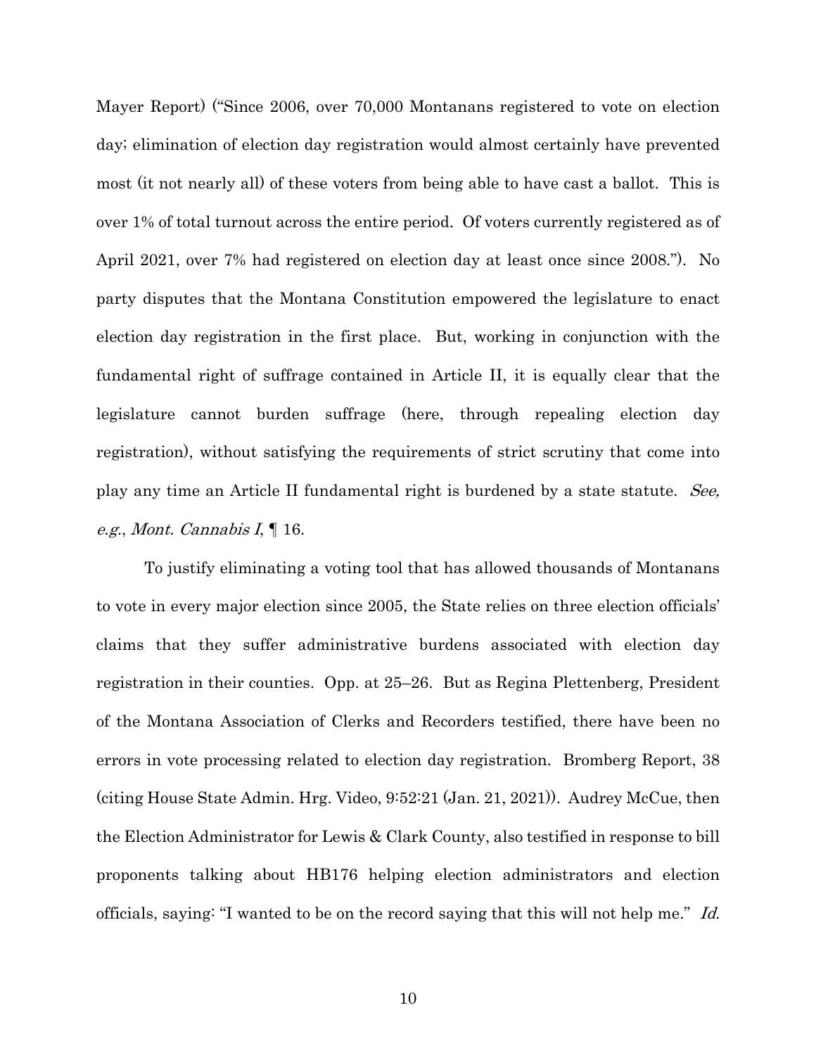Mayer Report) ("Since 2006, over 70,000 Montanans registered to vote on election day; elimination of election day registration would almost certainly have prevented most (it not nearly all) of these voters from being able to have cast a ballot. This is over 1% of total turnout across the entire period. Of voters currently registered as of April 2021, over 7% had registered on election day at least once since 2008."). No party disputes that the Montana Constitution empowered the legislature to enact election day registration in the first place. But, working in conjunction with the fundamental right of suffrage contained in Article II, it is equally clear that the legislature cannot burden suffrage (here, through repealing election day registration), without satisfying the requirements of strict scrutiny that come into play any time an Article II fundamental right is burdened by a state statute. *See, e.g.*, *Mont. Cannabis I*, ¶ 16.

To justify eliminating a voting tool that has allowed thousands of Montanans to vote in every major election since 2005, the State relies on three election officials' claims that they suffer administrative burdens associated with election day registration in their counties. Opp. at 25–26. But as Regina Plettenberg, President of the Montana Association of Clerks and Recorders testified, there have been no errors in vote processing related to election day registration. Bromberg Report, 38 (citing House State Admin. Hrg. Video, 9:52:21 (Jan. 21, 2021)). Audrey McCue, then the Election Administrator for Lewis & Clark County, also testified in response to bill proponents talking about HB176 helping election administrators and election officials, saying: "I wanted to be on the record saying that this will not help me." *Id.*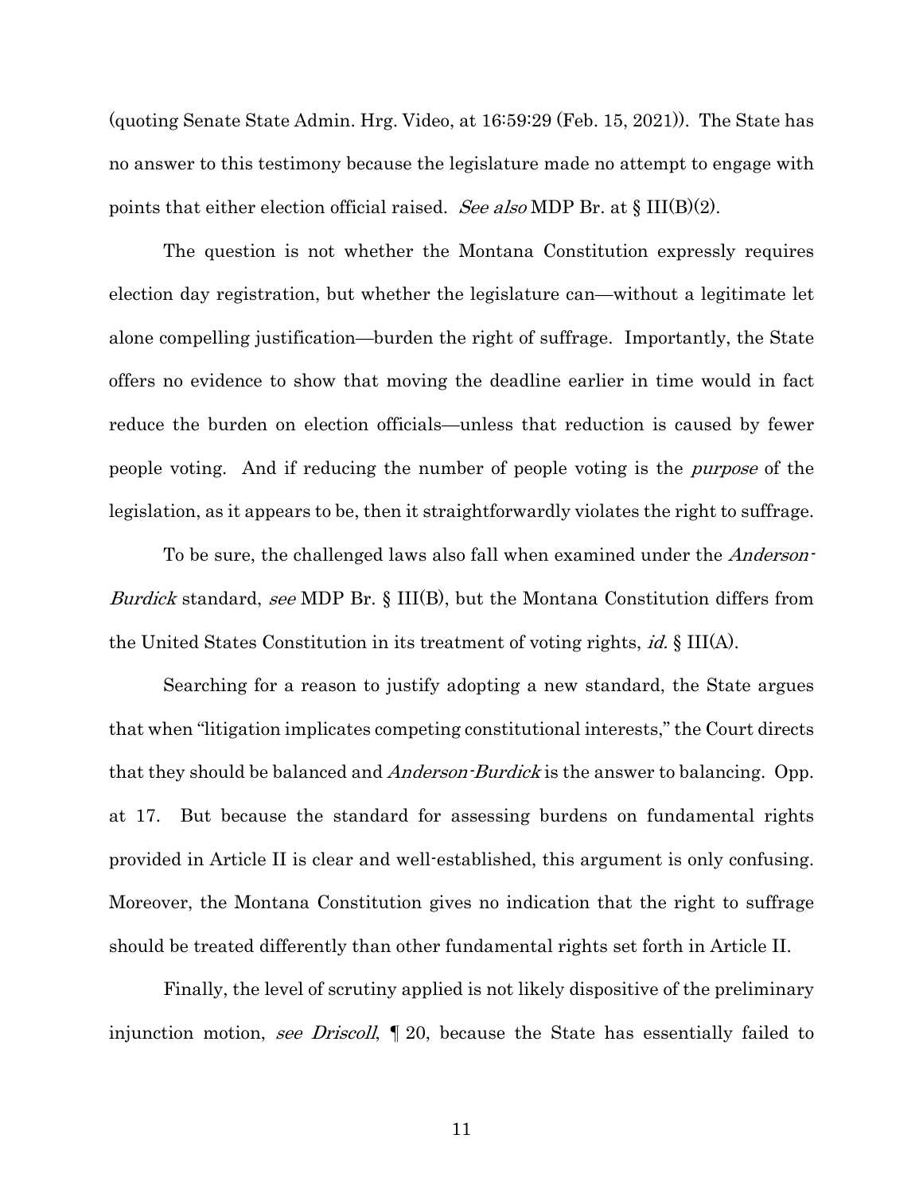(quoting Senate State Admin. Hrg. Video, at 16:59:29 (Feb. 15, 2021)). The State has no answer to this testimony because the legislature made no attempt to engage with points that either election official raised. *See also* MDP Br. at § III(B)(2).

The question is not whether the Montana Constitution expressly requires election day registration, but whether the legislature can—without a legitimate let alone compelling justification—burden the right of suffrage. Importantly, the State offers no evidence to show that moving the deadline earlier in time would in fact reduce the burden on election officials—unless that reduction is caused by fewer people voting. And if reducing the number of people voting is the *purpose* of the legislation, as it appears to be, then it straightforwardly violates the right to suffrage.

To be sure, the challenged laws also fall when examined under the *Anderson-Burdick* standard, *see* MDP Br. § III(B), but the Montana Constitution differs from the United States Constitution in its treatment of voting rights, *id.* § III(A).

Searching for a reason to justify adopting a new standard, the State argues that when "litigation implicates competing constitutional interests," the Court directs that they should be balanced and *Anderson-Burdick* is the answer to balancing. Opp. at 17. But because the standard for assessing burdens on fundamental rights provided in Article II is clear and well-established, this argument is only confusing. Moreover, the Montana Constitution gives no indication that the right to suffrage should be treated differently than other fundamental rights set forth in Article II.

Finally, the level of scrutiny applied is not likely dispositive of the preliminary injunction motion, *see Driscoll*, ¶ 20, because the State has essentially failed to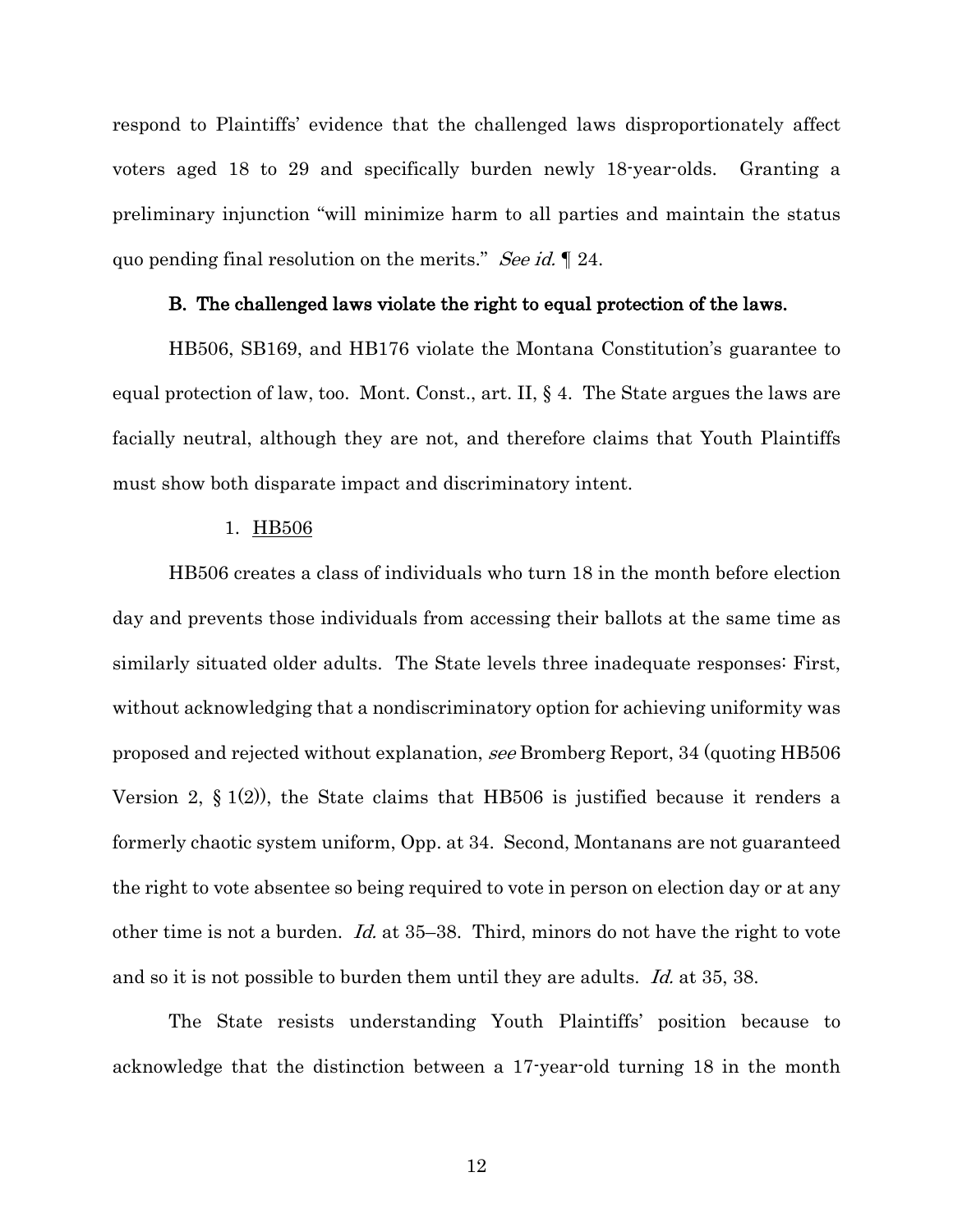respond to Plaintiffs' evidence that the challenged laws disproportionately affect voters aged 18 to 29 and specifically burden newly 18-year-olds. Granting a preliminary injunction "will minimize harm to all parties and maintain the status quo pending final resolution on the merits." *See id.* ¶ 24.

### B. The challenged laws violate the right to equal protection of the laws.

HB506, SB169, and HB176 violate the Montana Constitution's guarantee to equal protection of law, too. Mont. Const., art. II, § 4. The State argues the laws are facially neutral, although they are not, and therefore claims that Youth Plaintiffs must show both disparate impact and discriminatory intent.

#### 1. HB506

HB506 creates a class of individuals who turn 18 in the month before election day and prevents those individuals from accessing their ballots at the same time as similarly situated older adults. The State levels three inadequate responses: First, without acknowledging that a nondiscriminatory option for achieving uniformity was proposed and rejected without explanation, *see* Bromberg Report, 34 (quoting HB506 Version 2, § 1(2)), the State claims that HB506 is justified because it renders a formerly chaotic system uniform, Opp. at 34. Second, Montanans are not guaranteed the right to vote absentee so being required to vote in person on election day or at any other time is not a burden. *Id.* at 35–38. Third, minors do not have the right to vote and so it is not possible to burden them until they are adults. *Id.* at 35, 38.

The State resists understanding Youth Plaintiffs' position because to acknowledge that the distinction between a 17-year-old turning 18 in the month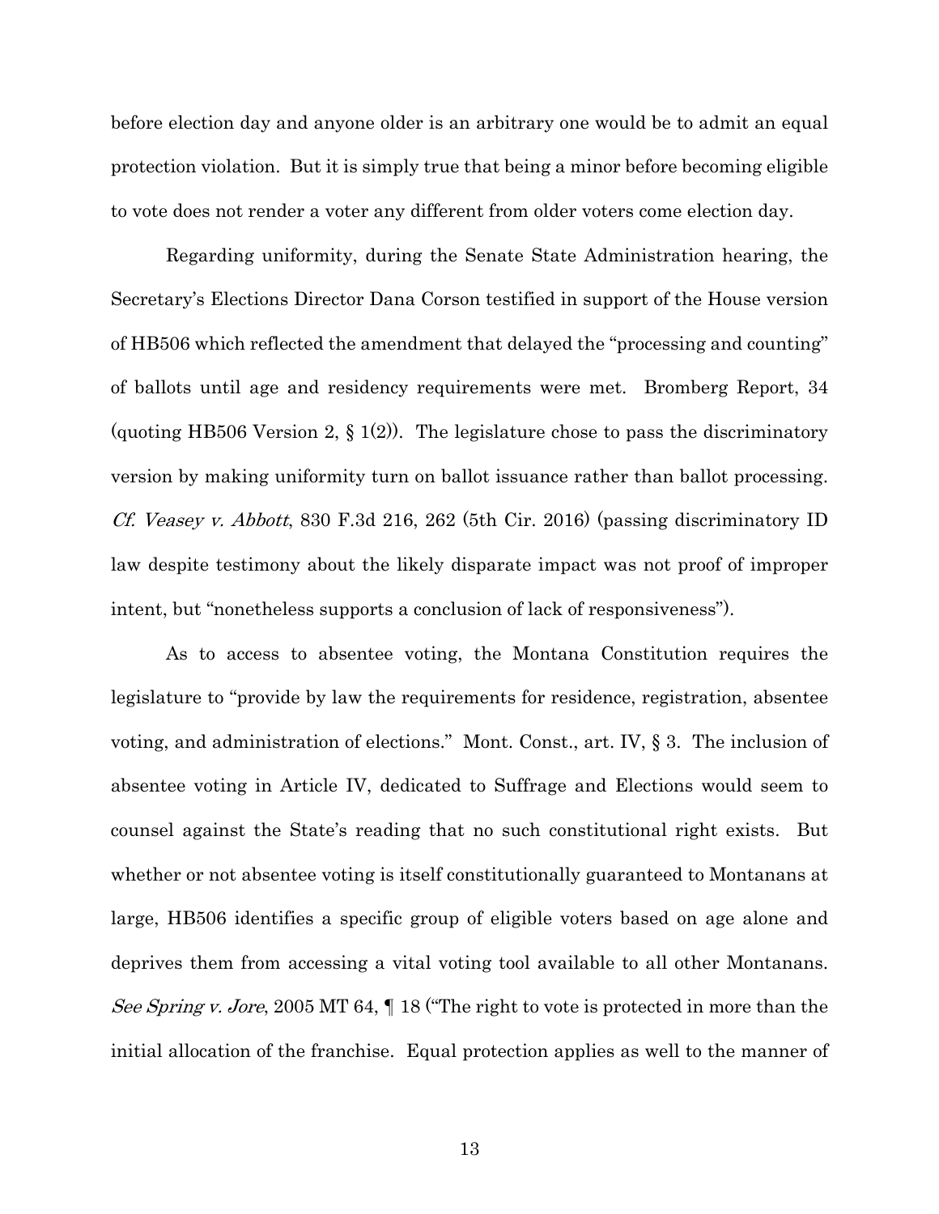before election day and anyone older is an arbitrary one would be to admit an equal protection violation. But it is simply true that being a minor before becoming eligible to vote does not render a voter any different from older voters come election day.

Regarding uniformity, during the Senate State Administration hearing, the Secretary's Elections Director Dana Corson testified in support of the House version of HB506 which reflected the amendment that delayed the "processing and counting" of ballots until age and residency requirements were met. Bromberg Report, 34 (quoting HB506 Version 2, § 1(2)). The legislature chose to pass the discriminatory version by making uniformity turn on ballot issuance rather than ballot processing. *Cf. Veasey v. Abbott*, 830 F.3d 216, 262 (5th Cir. 2016) (passing discriminatory ID law despite testimony about the likely disparate impact was not proof of improper intent, but "nonetheless supports a conclusion of lack of responsiveness").

As to access to absentee voting, the Montana Constitution requires the legislature to "provide by law the requirements for residence, registration, absentee voting, and administration of elections." Mont. Const., art. IV, § 3. The inclusion of absentee voting in Article IV, dedicated to Suffrage and Elections would seem to counsel against the State's reading that no such constitutional right exists. But whether or not absentee voting is itself constitutionally guaranteed to Montanans at large, HB506 identifies a specific group of eligible voters based on age alone and deprives them from accessing a vital voting tool available to all other Montanans. *See Spring v. Jore*, 2005 MT 64, ¶ 18 ("The right to vote is protected in more than the initial allocation of the franchise. Equal protection applies as well to the manner of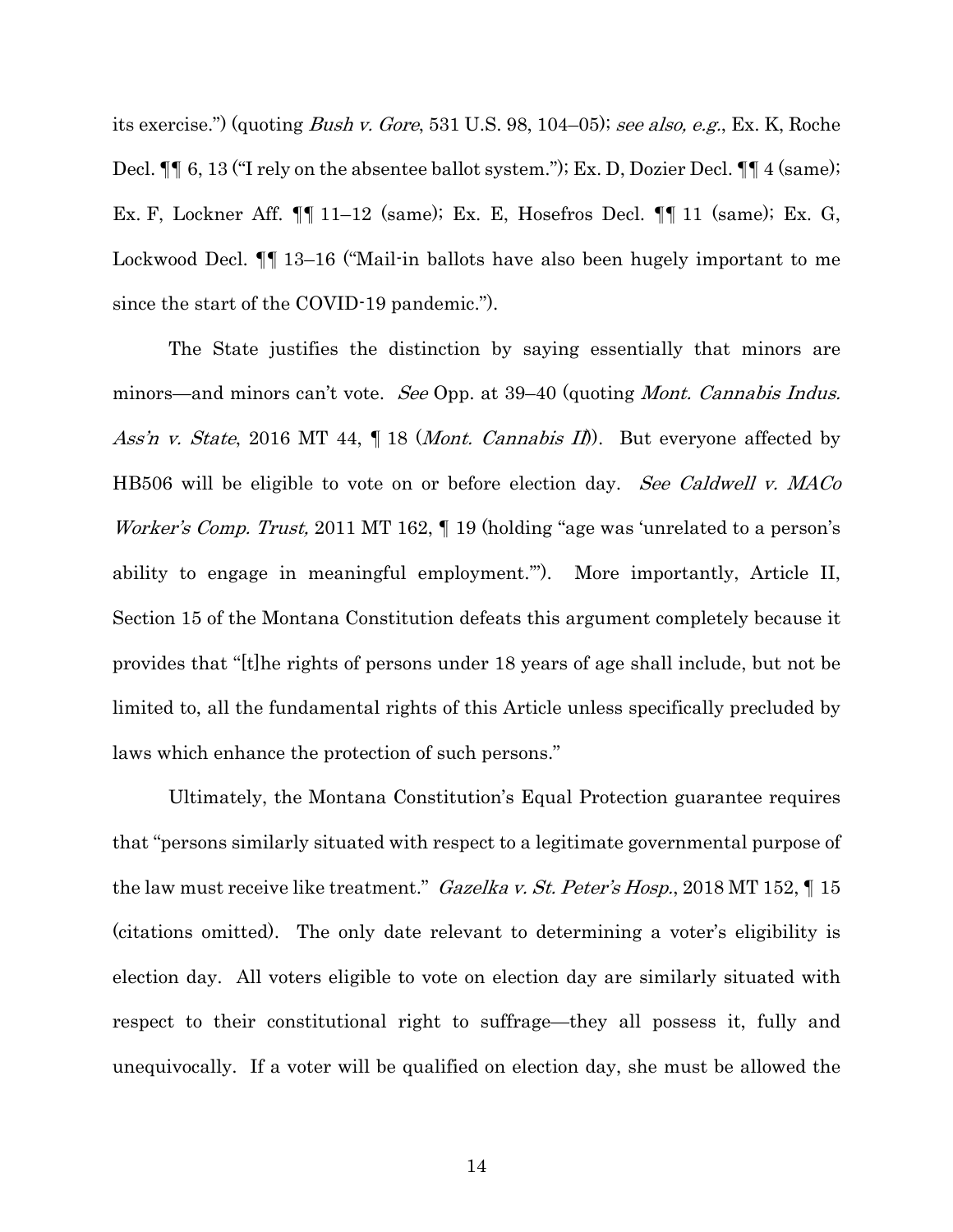its exercise.") (quoting *Bush v. Gore*, 531 U.S. 98, 104–05); *see also, e.g.*, Ex. K, Roche Decl. ¶¶ 6, 13 ("I rely on the absentee ballot system."); Ex. D, Dozier Decl. ¶¶ 4 (same); Ex. F, Lockner Aff. ¶¶ 11–12 (same); Ex. E, Hosefros Decl. ¶¶ 11 (same); Ex. G, Lockwood Decl. ¶¶ 13–16 ("Mail-in ballots have also been hugely important to me since the start of the COVID-19 pandemic.").

The State justifies the distinction by saying essentially that minors are minors—and minors can't vote. *See* Opp. at 39–40 (quoting *Mont. Cannabis Indus. Ass'n v. State*, 2016 MT 44, ¶ 18 (*Mont. Cannabis II*)). But everyone affected by HB506 will be eligible to vote on or before election day. *See Caldwell v. MACo Worker's Comp. Trust,* 2011 MT 162, ¶ 19 (holding "age was 'unrelated to a person's ability to engage in meaningful employment.'"). More importantly, Article II, Section 15 of the Montana Constitution defeats this argument completely because it provides that "[t]he rights of persons under 18 years of age shall include, but not be limited to, all the fundamental rights of this Article unless specifically precluded by laws which enhance the protection of such persons."

Ultimately, the Montana Constitution's Equal Protection guarantee requires that "persons similarly situated with respect to a legitimate governmental purpose of the law must receive like treatment." *Gazelka v. St. Peter's Hosp.*, 2018 MT 152, ¶ 15 (citations omitted). The only date relevant to determining a voter's eligibility is election day. All voters eligible to vote on election day are similarly situated with respect to their constitutional right to suffrage—they all possess it, fully and unequivocally. If a voter will be qualified on election day, she must be allowed the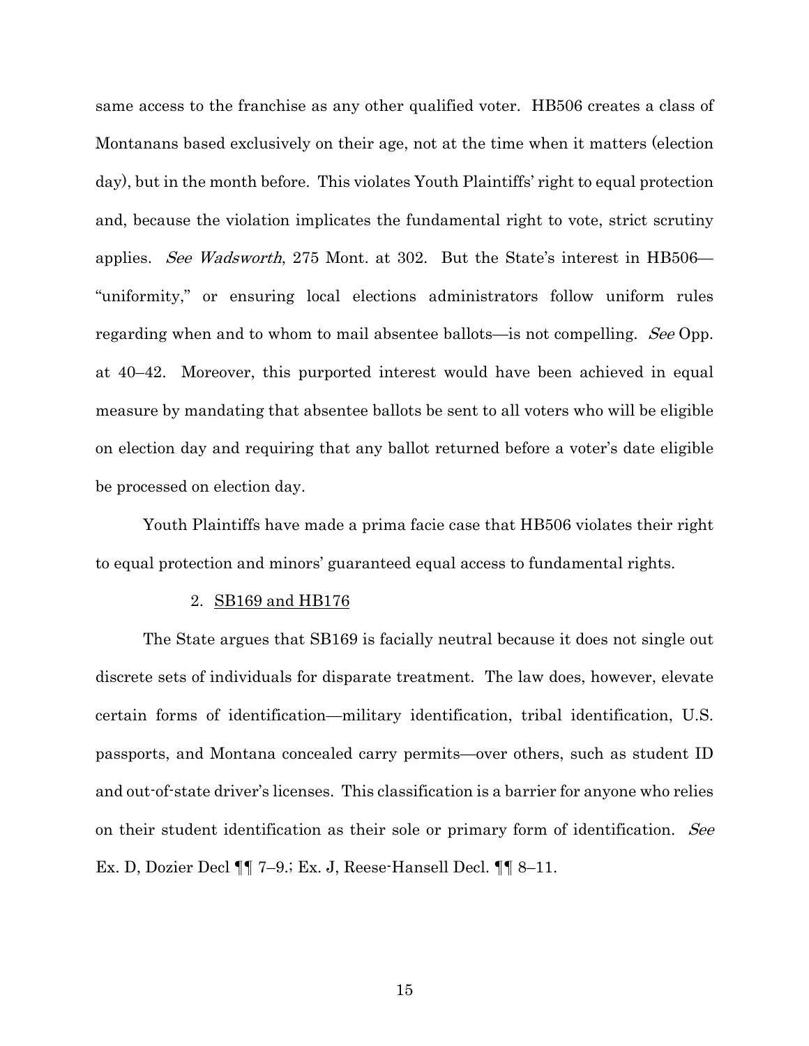same access to the franchise as any other qualified voter. HB506 creates a class of Montanans based exclusively on their age, not at the time when it matters (election day), but in the month before. This violates Youth Plaintiffs' right to equal protection and, because the violation implicates the fundamental right to vote, strict scrutiny applies. *See Wadsworth*, 275 Mont. at 302. But the State's interest in HB506—"uniformity," or ensuring local elections administrators follow uniform rules regarding when and to whom to mail absentee ballots—is not compelling. *See* Opp. at 40–42. Moreover, this purported interest would have been achieved in equal measure by mandating that absentee ballots be sent to all voters who will be eligible on election day and requiring that any ballot returned before a voter's date eligible be processed on election day.

Youth Plaintiffs have made a prima facie case that HB506 violates their right to equal protection and minors' guaranteed equal access to fundamental rights.

2. <u>SB169 and HB176</u>

The State argues that SB169 is facially neutral because it does not single out discrete sets of individuals for disparate treatment. The law does, however, elevate certain forms of identification—military identification, tribal identification, U.S. passports, and Montana concealed carry permits—over others, such as student ID and out-of-state driver's licenses. This classification is a barrier for anyone who relies on their student identification as their sole or primary form of identification. *See* Ex. D, Dozier Decl ¶¶ 7–9.; Ex. J, Reese-Hansell Decl. ¶¶ 8–11.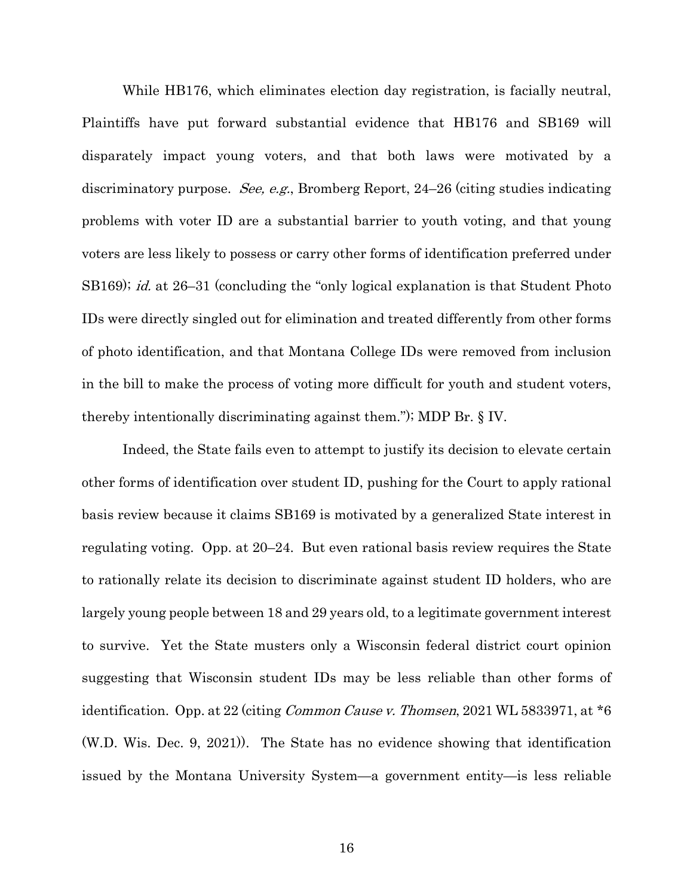While HB176, which eliminates election day registration, is facially neutral, Plaintiffs have put forward substantial evidence that HB176 and SB169 will disparately impact young voters, and that both laws were motivated by a discriminatory purpose. *See, e.g.*, Bromberg Report, 24–26 (citing studies indicating problems with voter ID are a substantial barrier to youth voting, and that young voters are less likely to possess or carry other forms of identification preferred under SB169); *id.* at 26–31 (concluding the "only logical explanation is that Student Photo IDs were directly singled out for elimination and treated differently from other forms of photo identification, and that Montana College IDs were removed from inclusion in the bill to make the process of voting more difficult for youth and student voters, thereby intentionally discriminating against them."); MDP Br. § IV.

Indeed, the State fails even to attempt to justify its decision to elevate certain other forms of identification over student ID, pushing for the Court to apply rational basis review because it claims SB169 is motivated by a generalized State interest in regulating voting. Opp. at 20–24. But even rational basis review requires the State to rationally relate its decision to discriminate against student ID holders, who are largely young people between 18 and 29 years old, to a legitimate government interest to survive. Yet the State musters only a Wisconsin federal district court opinion suggesting that Wisconsin student IDs may be less reliable than other forms of identification. Opp. at 22 (citing *Common Cause v. Thomsen*, 2021 WL 5833971, at *6 (W.D. Wis. Dec. 9, 2021)). The State has no evidence showing that identification issued by the Montana University System—a government entity—is less reliable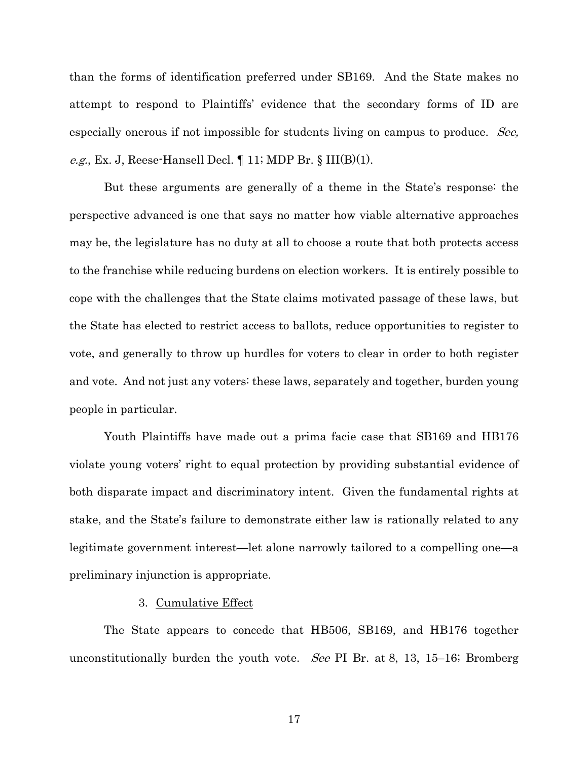than the forms of identification preferred under SB169. And the State makes no attempt to respond to Plaintiffs' evidence that the secondary forms of ID are especially onerous if not impossible for students living on campus to produce. *See, e.g.*, Ex. J, Reese-Hansell Decl. ¶ 11; MDP Br. § III(B)(1).

But these arguments are generally of a theme in the State's response: the perspective advanced is one that says no matter how viable alternative approaches may be, the legislature has no duty at all to choose a route that both protects access to the franchise while reducing burdens on election workers. It is entirely possible to cope with the challenges that the State claims motivated passage of these laws, but the State has elected to restrict access to ballots, reduce opportunities to register to vote, and generally to throw up hurdles for voters to clear in order to both register and vote. And not just any voters: these laws, separately and together, burden young people in particular.

Youth Plaintiffs have made out a prima facie case that SB169 and HB176 violate young voters' right to equal protection by providing substantial evidence of both disparate impact and discriminatory intent. Given the fundamental rights at stake, and the State's failure to demonstrate either law is rationally related to any legitimate government interest—let alone narrowly tailored to a compelling one—a preliminary injunction is appropriate.

3. <u>Cumulative Effect</u>

The State appears to concede that HB506, SB169, and HB176 together unconstitutionally burden the youth vote. *See* PI Br. at 8, 13, 15–16; Bromberg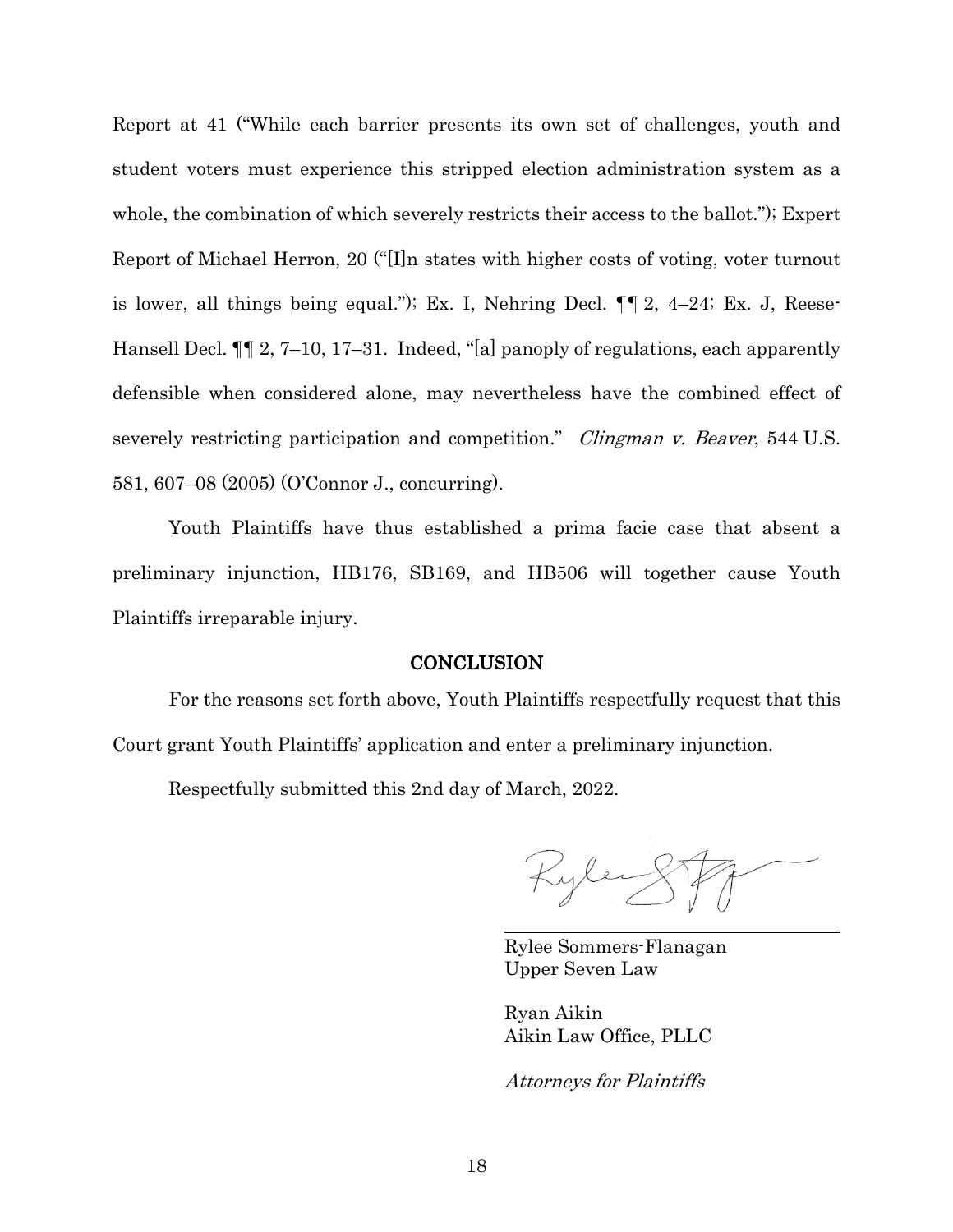Report at 41 ("While each barrier presents its own set of challenges, youth and student voters must experience this stripped election administration system as a whole, the combination of which severely restricts their access to the ballot."); Expert Report of Michael Herron, 20 ("[I]n states with higher costs of voting, voter turnout is lower, all things being equal."); Ex. I, Nehring Decl. ¶¶ 2, 4–24; Ex. J, Reese-Hansell Decl. ¶¶ 2, 7–10, 17–31. Indeed, "[a] panoply of regulations, each apparently defensible when considered alone, may nevertheless have the combined effect of severely restricting participation and competition." *Clingman v. Beaver*, 544 U.S. 581, 607–08 (2005) (O'Connor J., concurring).

Youth Plaintiffs have thus established a prima facie case that absent a preliminary injunction, HB176, SB169, and HB506 will together cause Youth Plaintiffs irreparable injury.

## CONCLUSION

For the reasons set forth above, Youth Plaintiffs respectfully request that this Court grant Youth Plaintiffs' application and enter a preliminary injunction.

Respectfully submitted this 2nd day of March, 2022.

Rylee Sommers-Flanagan
Upper Seven Law

Ryan Aikin
Aikin Law Office, PLLC

*Attorneys for Plaintiffs*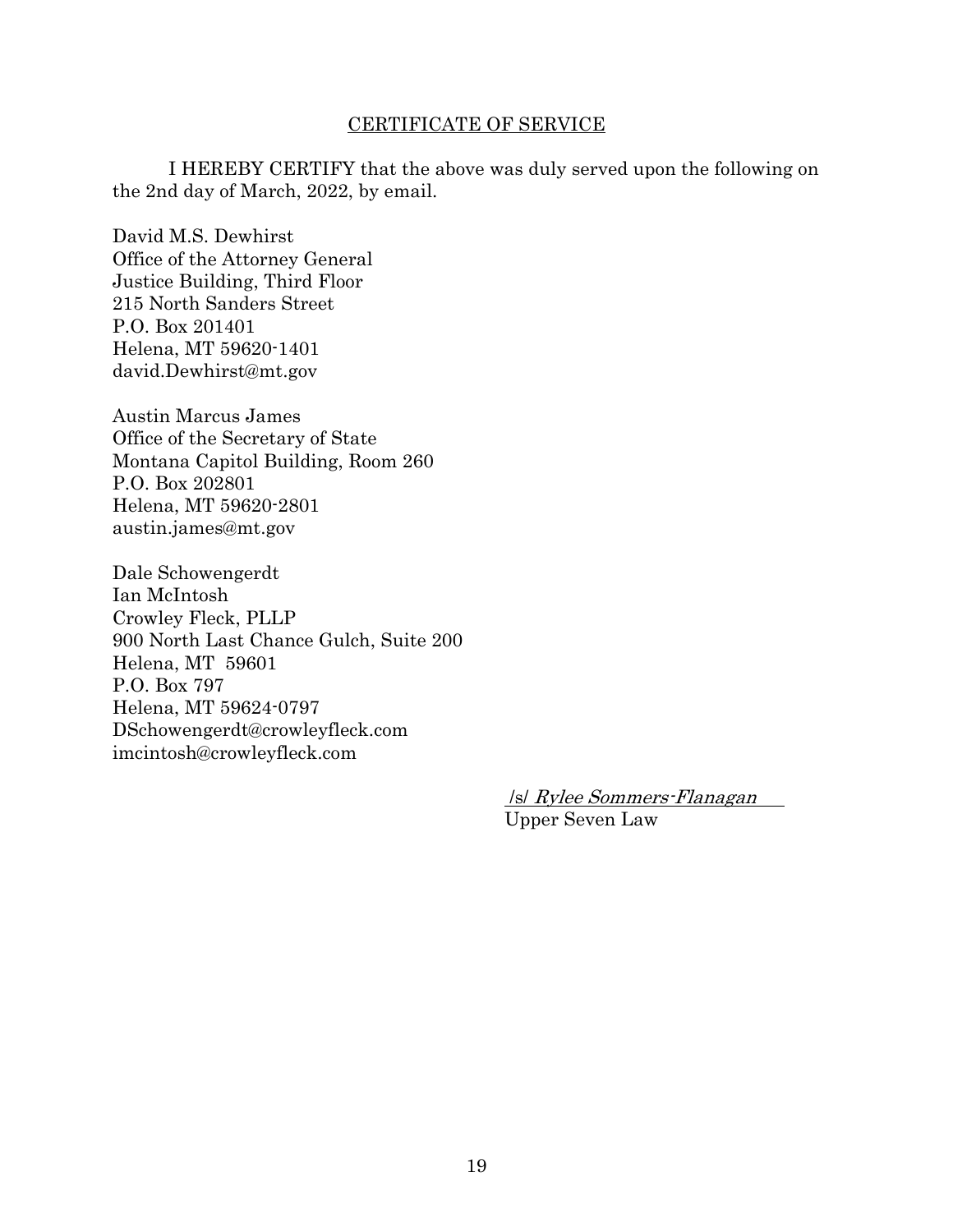## CERTIFICATE OF SERVICE

I HEREBY CERTIFY that the above was duly served upon the following on the 2nd day of March, 2022, by email.

David M.S. Dewhirst
Office of the Attorney General
Justice Building, Third Floor
215 North Sanders Street
P.O. Box 201401
Helena, MT 59620-1401
david.Dewhirst@mt.gov

Austin Marcus James
Office of the Secretary of State
Montana Capitol Building, Room 260
P.O. Box 202801
Helena, MT 59620-2801
austin.james@mt.gov

Dale Schowengerdt
Ian McIntosh
Crowley Fleck, PLLP
900 North Last Chance Gulch, Suite 200
Helena, MT 59601
P.O. Box 797
Helena, MT 59624-0797
DSchowengerdt@crowleyfleck.com
imcintosh@crowleyfleck.com

/s/ *Rylee Sommers-Flanagan*
Upper Seven Law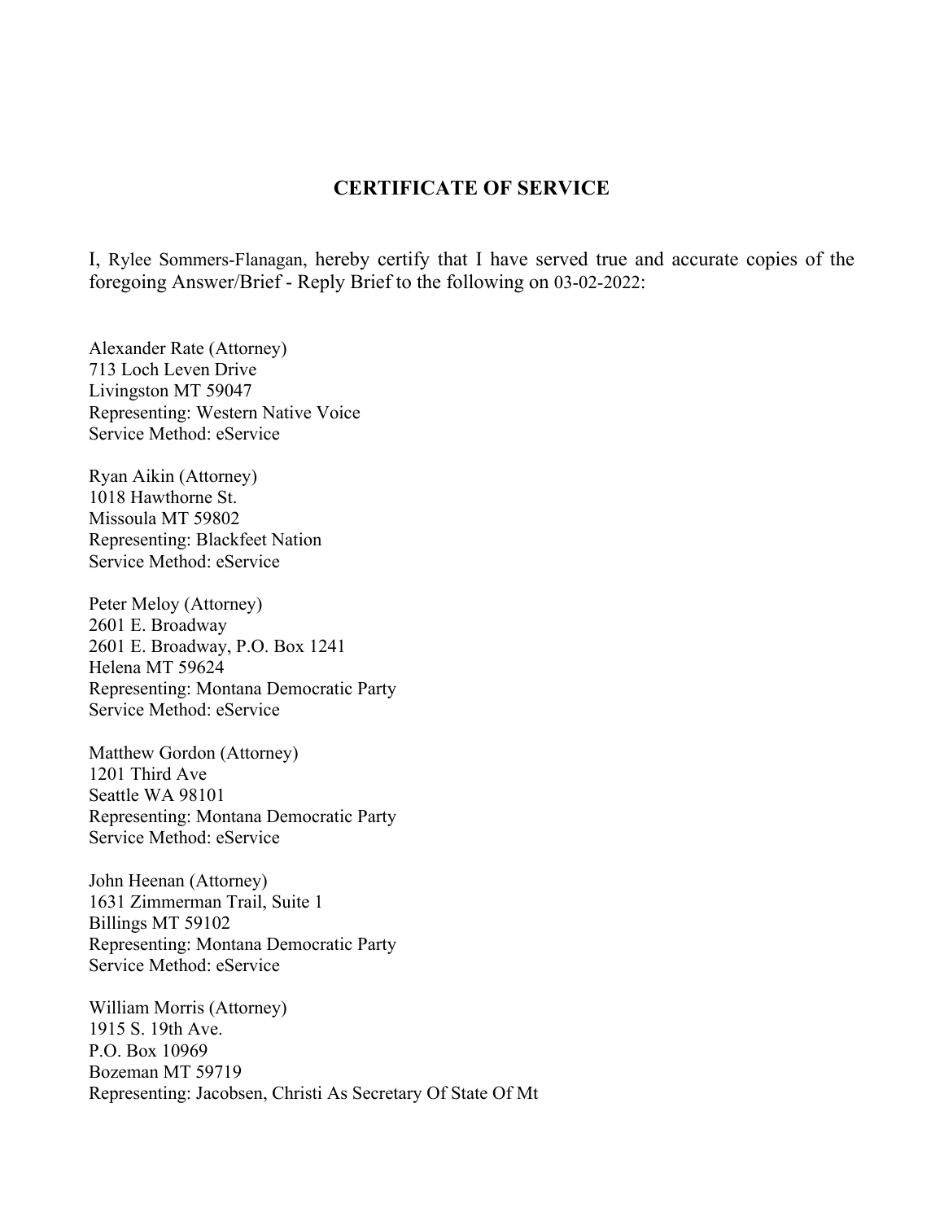## CERTIFICATE OF SERVICE

I, Rylee Sommers-Flanagan, hereby certify that I have served true and accurate copies of the foregoing Answer/Brief - Reply Brief to the following on 03-02-2022:

Alexander Rate (Attorney)
713 Loch Leven Drive
Livingston MT 59047
Representing: Western Native Voice
Service Method: eService

Ryan Aikin (Attorney)
1018 Hawthorne St.
Missoula MT 59802
Representing: Blackfeet Nation
Service Method: eService

Peter Meloy (Attorney)
2601 E. Broadway
2601 E. Broadway, P.O. Box 1241
Helena MT 59624
Representing: Montana Democratic Party
Service Method: eService

Matthew Gordon (Attorney)
1201 Third Ave
Seattle WA 98101
Representing: Montana Democratic Party
Service Method: eService

John Heenan (Attorney)
1631 Zimmerman Trail, Suite 1
Billings MT 59102
Representing: Montana Democratic Party
Service Method: eService

William Morris (Attorney)
1915 S. 19th Ave.
P.O. Box 10969
Bozeman MT 59719
Representing: Jacobsen, Christi As Secretary Of State Of Mt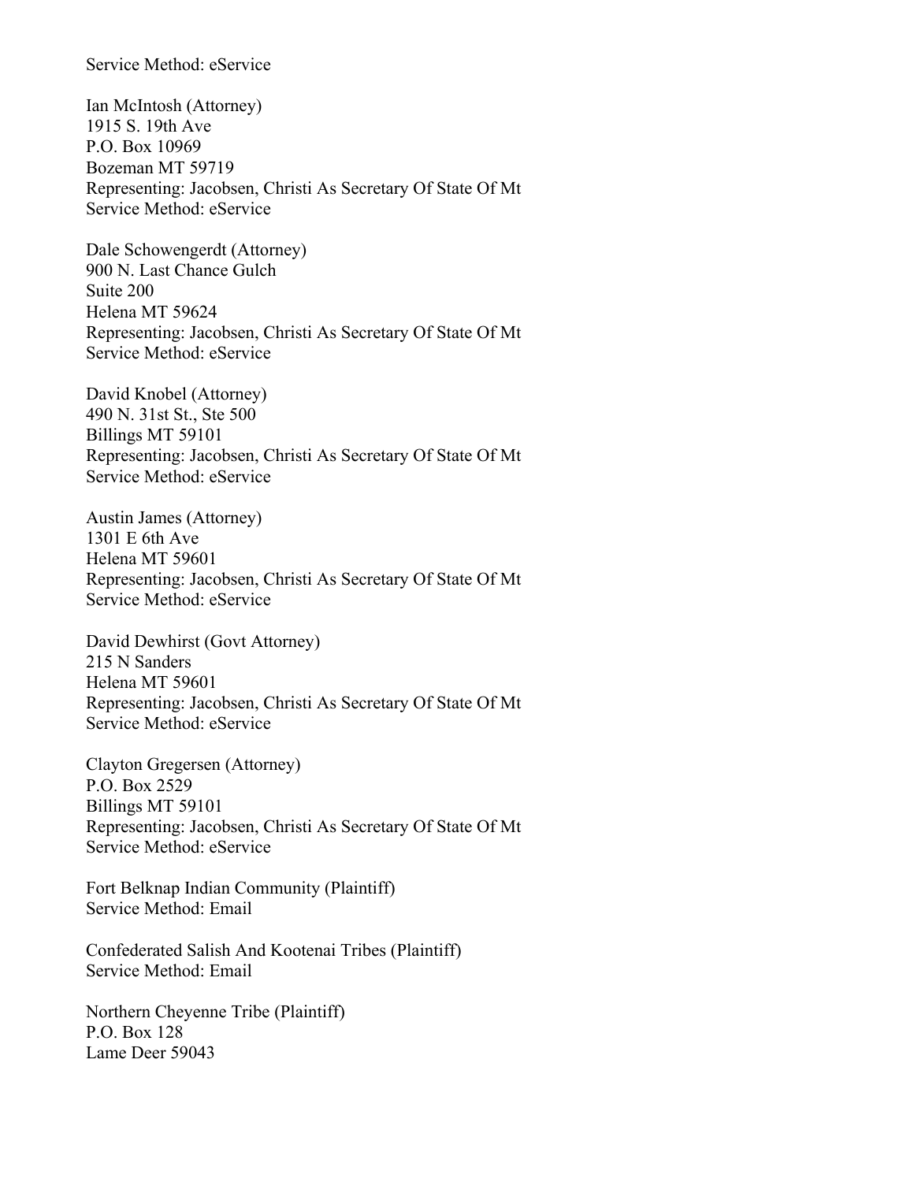Service Method: eService

Ian McIntosh (Attorney)
1915 S. 19th Ave
P.O. Box 10969
Bozeman MT 59719
Representing: Jacobsen, Christi As Secretary Of State Of Mt
Service Method: eService

Dale Schowengerdt (Attorney)
900 N. Last Chance Gulch
Suite 200
Helena MT 59624
Representing: Jacobsen, Christi As Secretary Of State Of Mt
Service Method: eService

David Knobel (Attorney)
490 N. 31st St., Ste 500
Billings MT 59101
Representing: Jacobsen, Christi As Secretary Of State Of Mt
Service Method: eService

Austin James (Attorney)
1301 E 6th Ave
Helena MT 59601
Representing: Jacobsen, Christi As Secretary Of State Of Mt
Service Method: eService

David Dewhirst (Govt Attorney)
215 N Sanders
Helena MT 59601
Representing: Jacobsen, Christi As Secretary Of State Of Mt
Service Method: eService

Clayton Gregersen (Attorney)
P.O. Box 2529
Billings MT 59101
Representing: Jacobsen, Christi As Secretary Of State Of Mt
Service Method: eService

Fort Belknap Indian Community (Plaintiff)
Service Method: Email

Confederated Salish And Kootenai Tribes (Plaintiff)
Service Method: Email

Northern Cheyenne Tribe (Plaintiff)
P.O. Box 128
Lame Deer 59043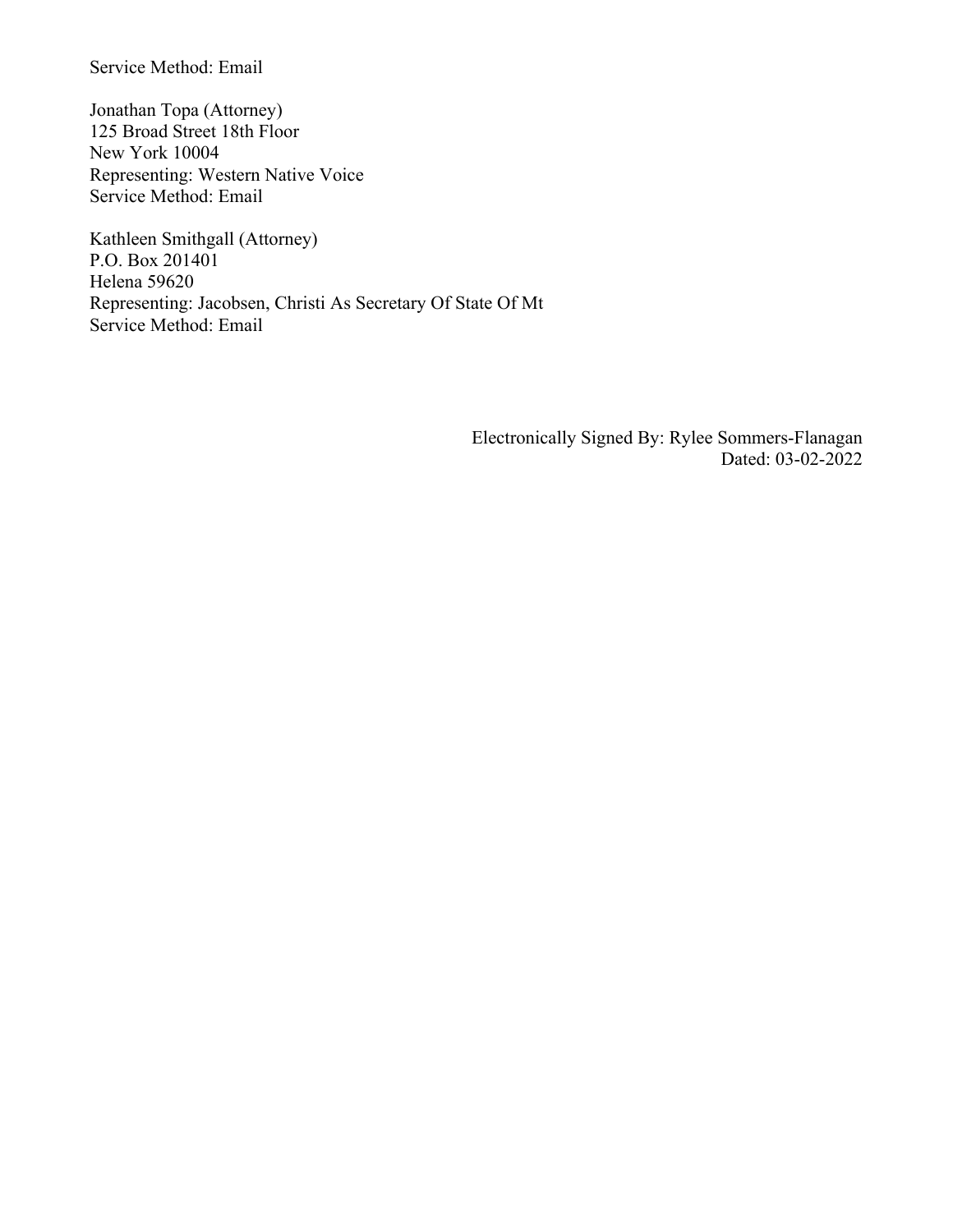Service Method: Email

Jonathan Topa (Attorney)
125 Broad Street 18th Floor
New York 10004
Representing: Western Native Voice
Service Method: Email

Kathleen Smithgall (Attorney)
P.O. Box 201401
Helena 59620
Representing: Jacobsen, Christi As Secretary Of State Of Mt
Service Method: Email

Electronically Signed By: Rylee Sommers-Flanagan
Dated: 03-02-2022